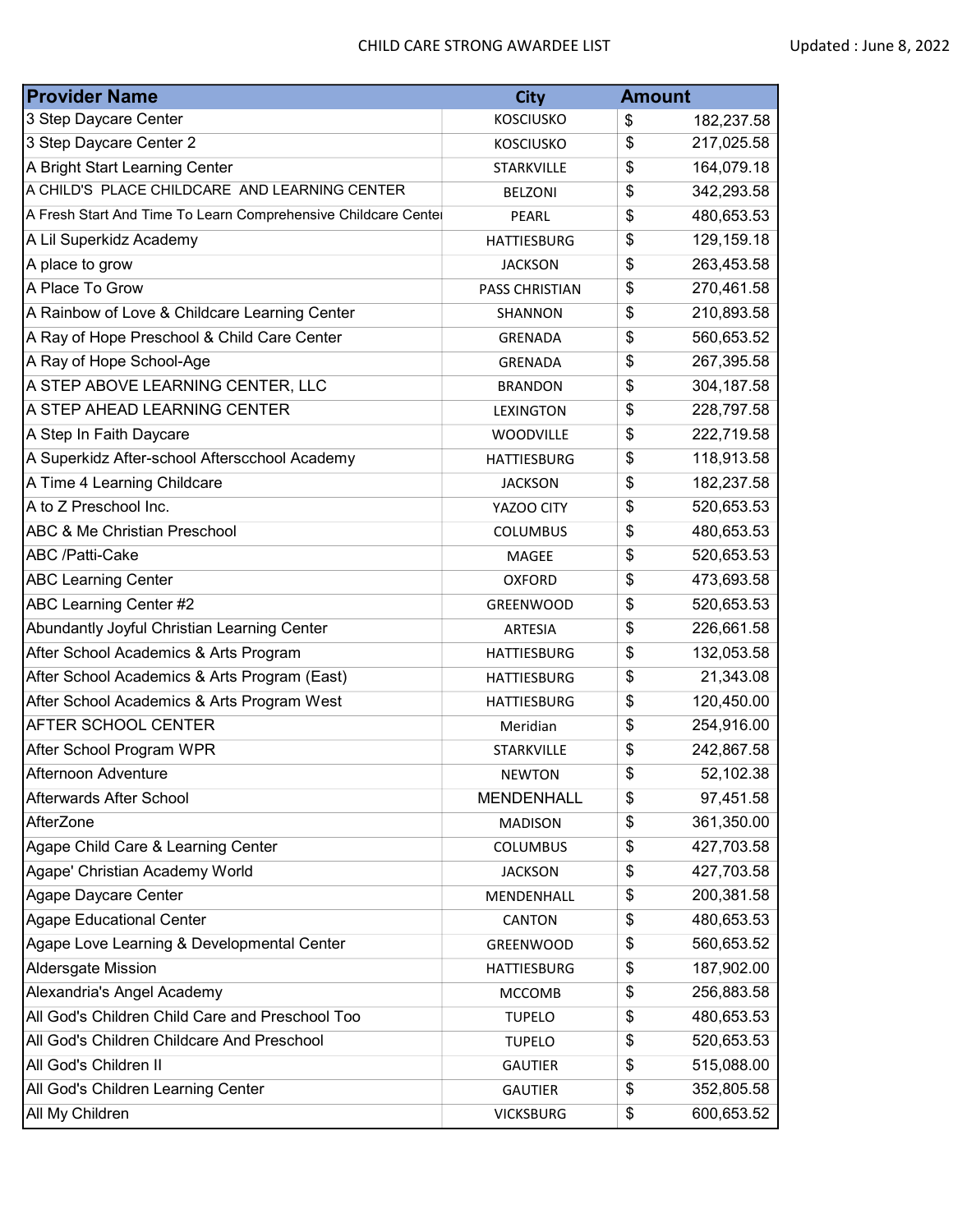CHILD CARE STRONG AWARDEE LIST

Updated : June 8, 2022

| Provider Name | City | Amount |
|---|---|---|
| 3 Step Daycare Center | KOSCIUSKO | $ 182,237.58 |
| 3 Step Daycare Center 2 | KOSCIUSKO | $ 217,025.58 |
| A Bright Start Learning Center | STARKVILLE | $ 164,079.18 |
| A CHILD'S PLACE CHILDCARE AND LEARNING CENTER | BELZONI | $ 342,293.58 |
| A Fresh Start And Time To Learn Comprehensive Childcare Center | PEARL | $ 480,653.53 |
| A Lil Superkidz Academy | HATTIESBURG | $ 129,159.18 |
| A place to grow | JACKSON | $ 263,453.58 |
| A Place To Grow | PASS CHRISTIAN | $ 270,461.58 |
| A Rainbow of Love & Childcare Learning Center | SHANNON | $ 210,893.58 |
| A Ray of Hope Preschool & Child Care Center | GRENADA | $ 560,653.52 |
| A Ray of Hope School-Age | GRENADA | $ 267,395.58 |
| A STEP ABOVE LEARNING CENTER, LLC | BRANDON | $ 304,187.58 |
| A STEP AHEAD LEARNING CENTER | LEXINGTON | $ 228,797.58 |
| A Step In Faith Daycare | WOODVILLE | $ 222,719.58 |
| A Superkidz After-school Afterscchool Academy | HATTIESBURG | $ 118,913.58 |
| A Time 4 Learning Childcare | JACKSON | $ 182,237.58 |
| A to Z Preschool Inc. | YAZOO CITY | $ 520,653.53 |
| ABC & Me Christian Preschool | COLUMBUS | $ 480,653.53 |
| ABC /Patti-Cake | MAGEE | $ 520,653.53 |
| ABC Learning Center | OXFORD | $ 473,693.58 |
| ABC Learning Center #2 | GREENWOOD | $ 520,653.53 |
| Abundantly Joyful Christian Learning Center | ARTESIA | $ 226,661.58 |
| After School Academics & Arts Program | HATTIESBURG | $ 132,053.58 |
| After School Academics & Arts Program (East) | HATTIESBURG | $ 21,343.08 |
| After School Academics & Arts Program West | HATTIESBURG | $ 120,450.00 |
| AFTER SCHOOL CENTER | Meridian | $ 254,916.00 |
| After School Program WPR | STARKVILLE | $ 242,867.58 |
| Afternoon Adventure | NEWTON | $ 52,102.38 |
| Afterwards After School | MENDENHALL | $ 97,451.58 |
| AfterZone | MADISON | $ 361,350.00 |
| Agape Child Care & Learning Center | COLUMBUS | $ 427,703.58 |
| Agape' Christian Academy World | JACKSON | $ 427,703.58 |
| Agape Daycare Center | MENDENHALL | $ 200,381.58 |
| Agape Educational Center | CANTON | $ 480,653.53 |
| Agape Love Learning & Developmental Center | GREENWOOD | $ 560,653.52 |
| Aldersgate Mission | HATTIESBURG | $ 187,902.00 |
| Alexandria's Angel Academy | MCCOMB | $ 256,883.58 |
| All God's Children Child Care and Preschool Too | TUPELO | $ 480,653.53 |
| All God's Children Childcare And Preschool | TUPELO | $ 520,653.53 |
| All God's Children II | GAUTIER | $ 515,088.00 |
| All God's Children Learning Center | GAUTIER | $ 352,805.58 |
| All My Children | VICKSBURG | $ 600,653.52 |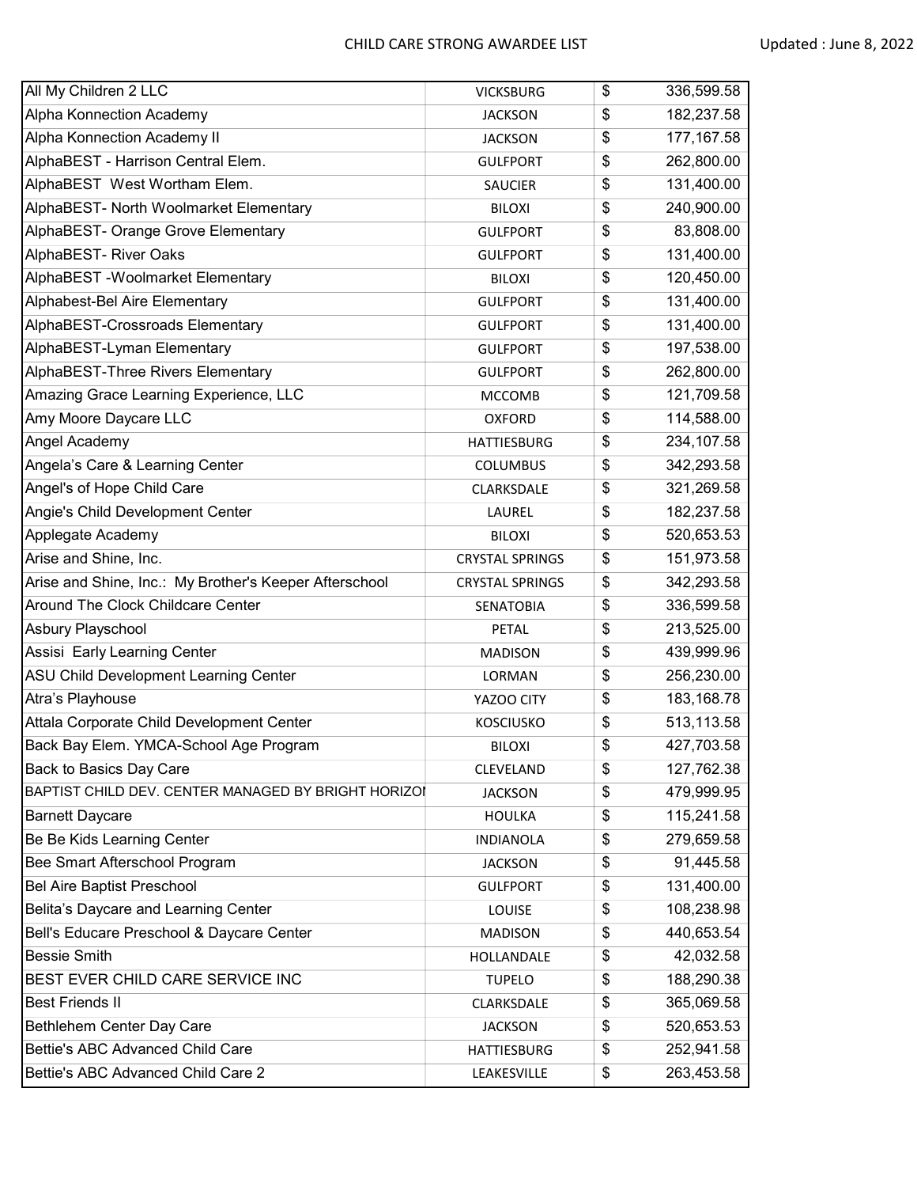| All My Children 2 LLC | VICKSBURG | $ | 336,599.58 |
|---|---|---|---|
| Alpha Konnection Academy | JACKSON | $ | 182,237.58 |
| Alpha Konnection Academy II | JACKSON | $ | 177,167.58 |
| AlphaBEST - Harrison Central Elem. | GULFPORT | $ | 262,800.00 |
| AlphaBEST West Wortham Elem. | SAUCIER | $ | 131,400.00 |
| AlphaBEST- North Woolmarket Elementary | BILOXI | $ | 240,900.00 |
| AlphaBEST- Orange Grove Elementary | GULFPORT | $ | 83,808.00 |
| AlphaBEST- River Oaks | GULFPORT | $ | 131,400.00 |
| AlphaBEST -Woolmarket Elementary | BILOXI | $ | 120,450.00 |
| Alphabest-Bel Aire Elementary | GULFPORT | $ | 131,400.00 |
| AlphaBEST-Crossroads Elementary | GULFPORT | $ | 131,400.00 |
| AlphaBEST-Lyman Elementary | GULFPORT | $ | 197,538.00 |
| AlphaBEST-Three Rivers Elementary | GULFPORT | $ | 262,800.00 |
| Amazing Grace Learning Experience, LLC | MCCOMB | $ | 121,709.58 |
| Amy Moore Daycare LLC | OXFORD | $ | 114,588.00 |
| Angel Academy | HATTIESBURG | $ | 234,107.58 |
| Angela's Care & Learning Center | COLUMBUS | $ | 342,293.58 |
| Angel's of Hope Child Care | CLARKSDALE | $ | 321,269.58 |
| Angie's Child Development Center | LAUREL | $ | 182,237.58 |
| Applegate Academy | BILOXI | $ | 520,653.53 |
| Arise and Shine, Inc. | CRYSTAL SPRINGS | $ | 151,973.58 |
| Arise and Shine, Inc.: My Brother's Keeper Afterschool | CRYSTAL SPRINGS | $ | 342,293.58 |
| Around The Clock Childcare Center | SENATOBIA | $ | 336,599.58 |
| Asbury Playschool | PETAL | $ | 213,525.00 |
| Assisi Early Learning Center | MADISON | $ | 439,999.96 |
| ASU Child Development Learning Center | LORMAN | $ | 256,230.00 |
| Atra's Playhouse | YAZOO CITY | $ | 183,168.78 |
| Attala Corporate Child Development Center | KOSCIUSKO | $ | 513,113.58 |
| Back Bay Elem. YMCA-School Age Program | BILOXI | $ | 427,703.58 |
| Back to Basics Day Care | CLEVELAND | $ | 127,762.38 |
| BAPTIST CHILD DEV. CENTER MANAGED BY BRIGHT HORIZOI | JACKSON | $ | 479,999.95 |
| Barnett Daycare | HOULKA | $ | 115,241.58 |
| Be Be Kids Learning Center | INDIANOLA | $ | 279,659.58 |
| Bee Smart Afterschool Program | JACKSON | $ | 91,445.58 |
| Bel Aire Baptist Preschool | GULFPORT | $ | 131,400.00 |
| Belita's Daycare and Learning Center | LOUISE | $ | 108,238.98 |
| Bell's Educare Preschool & Daycare Center | MADISON | $ | 440,653.54 |
| Bessie Smith | HOLLANDALE | $ | 42,032.58 |
| BEST EVER CHILD CARE SERVICE INC | TUPELO | $ | 188,290.38 |
| Best Friends II | CLARKSDALE | $ | 365,069.58 |
| Bethlehem Center Day Care | JACKSON | $ | 520,653.53 |
| Bettie's ABC Advanced Child Care | HATTIESBURG | $ | 252,941.58 |
| Bettie's ABC Advanced Child Care 2 | LEAKESVILLE | $ | 263,453.58 |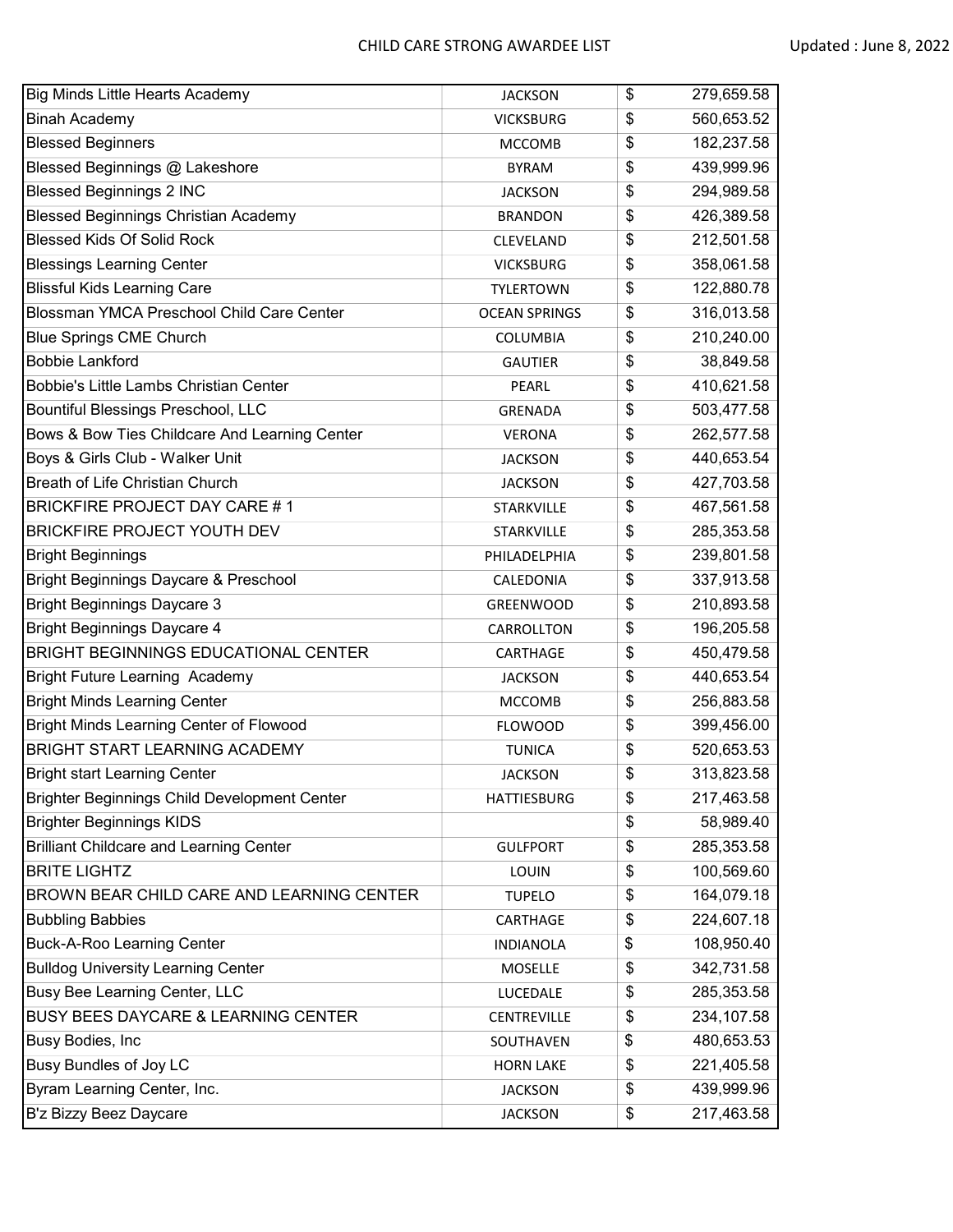# CHILD CARE STRONG AWARDEE LIST

Updated : June 8, 2022

| | | | |
|---|---|---|---|
| Big Minds Little Hearts Academy | JACKSON | $ | 279,659.58 |
| Binah Academy | VICKSBURG | $ | 560,653.52 |
| Blessed Beginners | MCCOMB | $ | 182,237.58 |
| Blessed Beginnings @ Lakeshore | BYRAM | $ | 439,999.96 |
| Blessed Beginnings 2 INC | JACKSON | $ | 294,989.58 |
| Blessed Beginnings Christian Academy | BRANDON | $ | 426,389.58 |
| Blessed Kids Of Solid Rock | CLEVELAND | $ | 212,501.58 |
| Blessings Learning Center | VICKSBURG | $ | 358,061.58 |
| Blissful Kids Learning Care | TYLERTOWN | $ | 122,880.78 |
| Blossman YMCA Preschool Child Care Center | OCEAN SPRINGS | $ | 316,013.58 |
| Blue Springs CME Church | COLUMBIA | $ | 210,240.00 |
| Bobbie Lankford | GAUTIER | $ | 38,849.58 |
| Bobbie's Little Lambs Christian Center | PEARL | $ | 410,621.58 |
| Bountiful Blessings Preschool, LLC | GRENADA | $ | 503,477.58 |
| Bows & Bow Ties Childcare And Learning Center | VERONA | $ | 262,577.58 |
| Boys & Girls Club - Walker Unit | JACKSON | $ | 440,653.54 |
| Breath of Life Christian Church | JACKSON | $ | 427,703.58 |
| BRICKFIRE PROJECT DAY CARE # 1 | STARKVILLE | $ | 467,561.58 |
| BRICKFIRE PROJECT YOUTH DEV | STARKVILLE | $ | 285,353.58 |
| Bright Beginnings | PHILADELPHIA | $ | 239,801.58 |
| Bright Beginnings Daycare & Preschool | CALEDONIA | $ | 337,913.58 |
| Bright Beginnings Daycare 3 | GREENWOOD | $ | 210,893.58 |
| Bright Beginnings Daycare 4 | CARROLLTON | $ | 196,205.58 |
| BRIGHT BEGINNINGS EDUCATIONAL CENTER | CARTHAGE | $ | 450,479.58 |
| Bright Future Learning Academy | JACKSON | $ | 440,653.54 |
| Bright Minds Learning Center | MCCOMB | $ | 256,883.58 |
| Bright Minds Learning Center of Flowood | FLOWOOD | $ | 399,456.00 |
| BRIGHT START LEARNING ACADEMY | TUNICA | $ | 520,653.53 |
| Bright start Learning Center | JACKSON | $ | 313,823.58 |
| Brighter Beginnings Child Development Center | HATTIESBURG | $ | 217,463.58 |
| Brighter Beginnings KIDS | | $ | 58,989.40 |
| Brilliant Childcare and Learning Center | GULFPORT | $ | 285,353.58 |
| BRITE LIGHTZ | LOUIN | $ | 100,569.60 |
| BROWN BEAR CHILD CARE AND LEARNING CENTER | TUPELO | $ | 164,079.18 |
| Bubbling Babbies | CARTHAGE | $ | 224,607.18 |
| Buck-A-Roo Learning Center | INDIANOLA | $ | 108,950.40 |
| Bulldog University Learning Center | MOSELLE | $ | 342,731.58 |
| Busy Bee Learning Center, LLC | LUCEDALE | $ | 285,353.58 |
| BUSY BEES DAYCARE & LEARNING CENTER | CENTREVILLE | $ | 234,107.58 |
| Busy Bodies, Inc | SOUTHAVEN | $ | 480,653.53 |
| Busy Bundles of Joy LC | HORN LAKE | $ | 221,405.58 |
| Byram Learning Center, Inc. | JACKSON | $ | 439,999.96 |
| B'z Bizzy Beez Daycare | JACKSON | $ | 217,463.58 |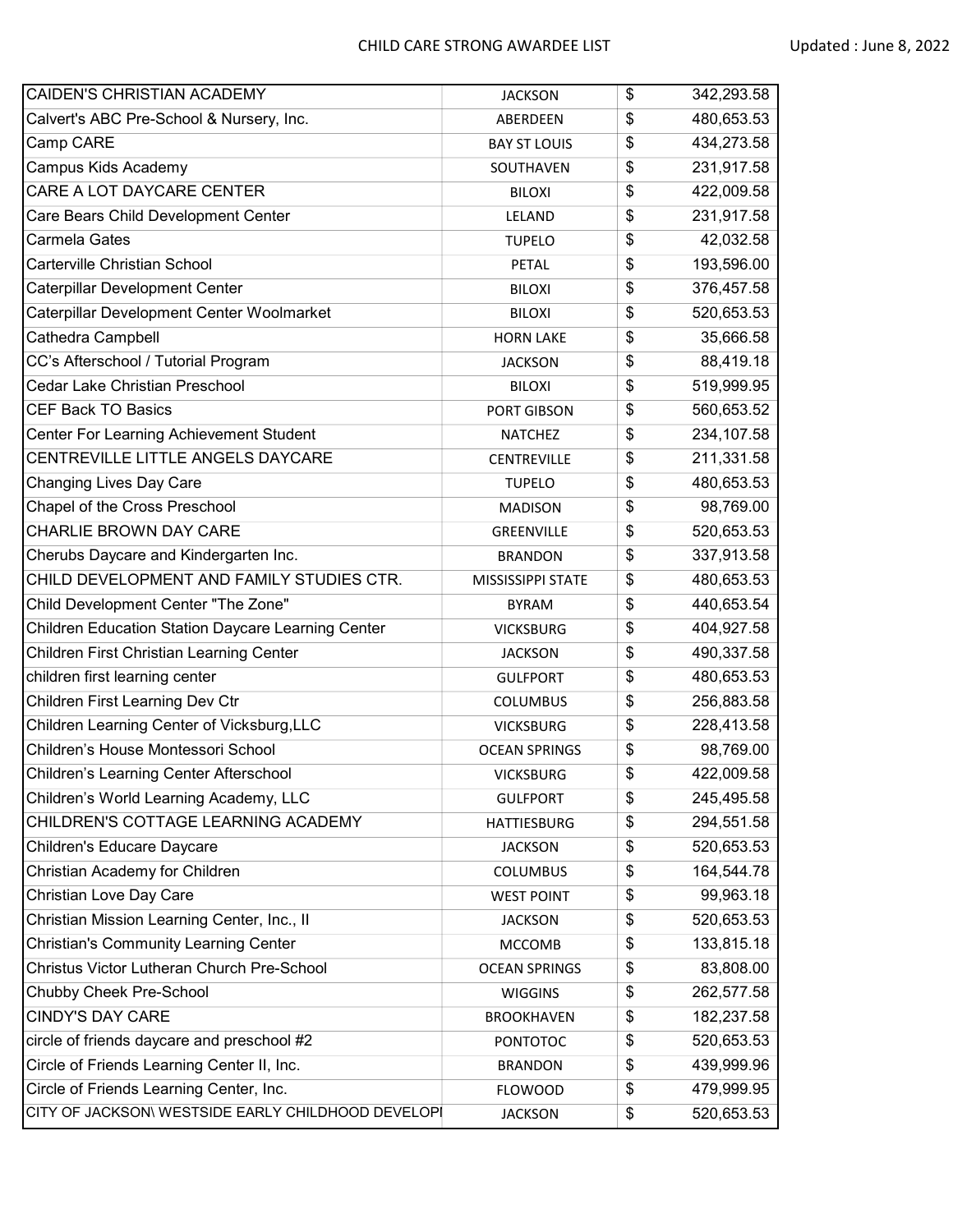| CAIDEN'S CHRISTIAN ACADEMY | JACKSON | $ | 342,293.58 |
|---|---|---|---|
| Calvert's ABC Pre-School & Nursery, Inc. | ABERDEEN | $ | 480,653.53 |
| Camp CARE | BAY ST LOUIS | $ | 434,273.58 |
| Campus Kids Academy | SOUTHAVEN | $ | 231,917.58 |
| CARE A LOT DAYCARE CENTER | BILOXI | $ | 422,009.58 |
| Care Bears Child Development Center | LELAND | $ | 231,917.58 |
| Carmela Gates | TUPELO | $ | 42,032.58 |
| Carterville Christian School | PETAL | $ | 193,596.00 |
| Caterpillar Development Center | BILOXI | $ | 376,457.58 |
| Caterpillar Development Center Woolmarket | BILOXI | $ | 520,653.53 |
| Cathedra Campbell | HORN LAKE | $ | 35,666.58 |
| CC's Afterschool / Tutorial Program | JACKSON | $ | 88,419.18 |
| Cedar Lake Christian Preschool | BILOXI | $ | 519,999.95 |
| CEF Back TO Basics | PORT GIBSON | $ | 560,653.52 |
| Center For Learning Achievement Student | NATCHEZ | $ | 234,107.58 |
| CENTREVILLE LITTLE ANGELS DAYCARE | CENTREVILLE | $ | 211,331.58 |
| Changing Lives Day Care | TUPELO | $ | 480,653.53 |
| Chapel of the Cross Preschool | MADISON | $ | 98,769.00 |
| CHARLIE BROWN DAY CARE | GREENVILLE | $ | 520,653.53 |
| Cherubs Daycare and Kindergarten Inc. | BRANDON | $ | 337,913.58 |
| CHILD DEVELOPMENT AND FAMILY STUDIES CTR. | MISSISSIPPI STATE | $ | 480,653.53 |
| Child Development Center "The Zone" | BYRAM | $ | 440,653.54 |
| Children Education Station Daycare Learning Center | VICKSBURG | $ | 404,927.58 |
| Children First Christian Learning Center | JACKSON | $ | 490,337.58 |
| children first learning center | GULFPORT | $ | 480,653.53 |
| Children First Learning Dev Ctr | COLUMBUS | $ | 256,883.58 |
| Children Learning Center of Vicksburg,LLC | VICKSBURG | $ | 228,413.58 |
| Children's House Montessori School | OCEAN SPRINGS | $ | 98,769.00 |
| Children's Learning Center Afterschool | VICKSBURG | $ | 422,009.58 |
| Children's World Learning Academy, LLC | GULFPORT | $ | 245,495.58 |
| CHILDREN'S COTTAGE LEARNING ACADEMY | HATTIESBURG | $ | 294,551.58 |
| Children's Educare Daycare | JACKSON | $ | 520,653.53 |
| Christian Academy for Children | COLUMBUS | $ | 164,544.78 |
| Christian Love Day Care | WEST POINT | $ | 99,963.18 |
| Christian Mission Learning Center, Inc., II | JACKSON | $ | 520,653.53 |
| Christian's Community Learning Center | MCCOMB | $ | 133,815.18 |
| Christus Victor Lutheran Church Pre-School | OCEAN SPRINGS | $ | 83,808.00 |
| Chubby Cheek Pre-School | WIGGINS | $ | 262,577.58 |
| CINDY'S DAY CARE | BROOKHAVEN | $ | 182,237.58 |
| circle of friends daycare and preschool #2 | PONTOTOC | $ | 520,653.53 |
| Circle of Friends Learning Center II, Inc. | BRANDON | $ | 439,999.96 |
| Circle of Friends Learning Center, Inc. | FLOWOOD | $ | 479,999.95 |
| CITY OF JACKSON\ WESTSIDE EARLY CHILDHOOD DEVELOPI | JACKSON | $ | 520,653.53 |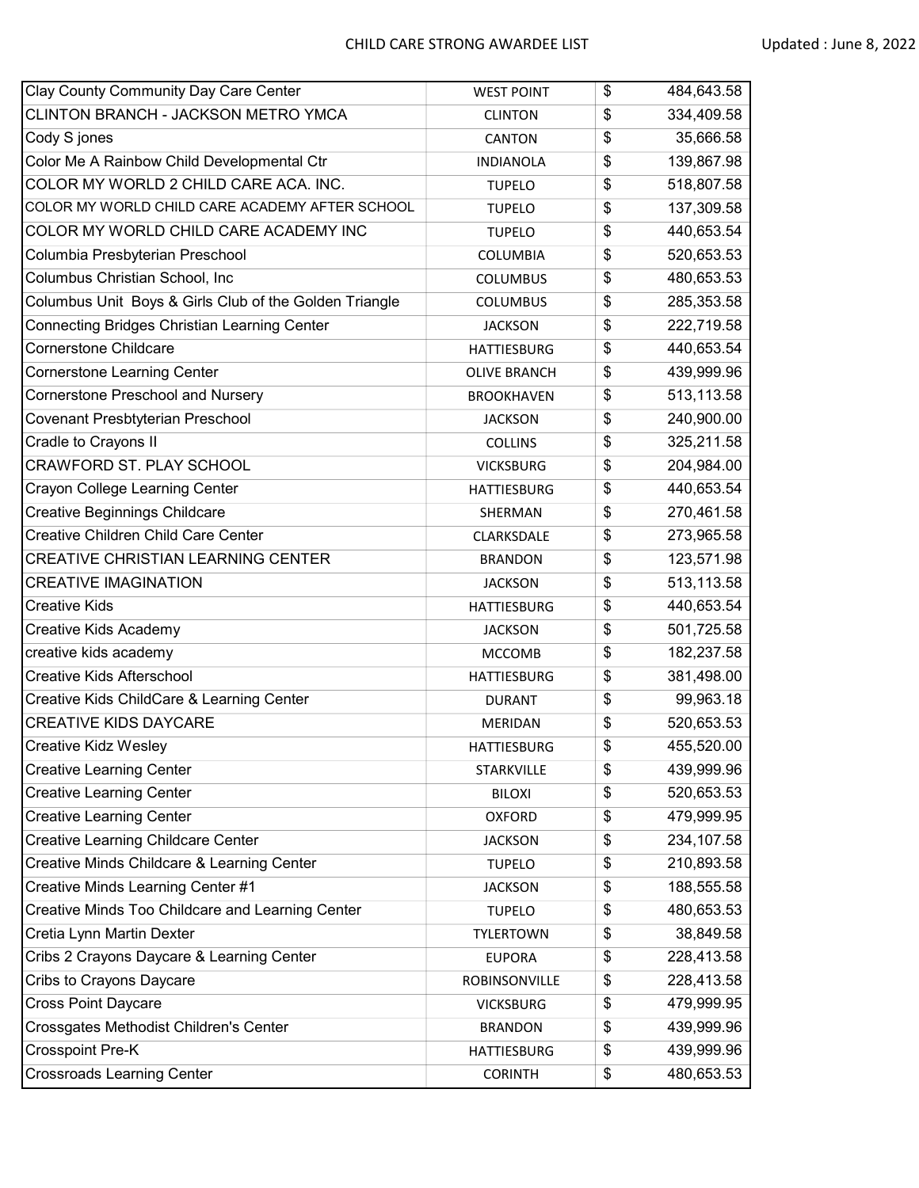| Clay County Community Day Care Center | WEST POINT | $ | 484,643.58 |
|---|---|---|---|
| CLINTON BRANCH - JACKSON METRO YMCA | CLINTON | $ | 334,409.58 |
| Cody S jones | CANTON | $ | 35,666.58 |
| Color Me A Rainbow Child Developmental Ctr | INDIANOLA | $ | 139,867.98 |
| COLOR MY WORLD 2 CHILD CARE ACA. INC. | TUPELO | $ | 518,807.58 |
| COLOR MY WORLD CHILD CARE ACADEMY AFTER SCHOOL | TUPELO | $ | 137,309.58 |
| COLOR MY WORLD CHILD CARE ACADEMY INC | TUPELO | $ | 440,653.54 |
| Columbia Presbyterian Preschool | COLUMBIA | $ | 520,653.53 |
| Columbus Christian School, Inc | COLUMBUS | $ | 480,653.53 |
| Columbus Unit Boys & Girls Club of the Golden Triangle | COLUMBUS | $ | 285,353.58 |
| Connecting Bridges Christian Learning Center | JACKSON | $ | 222,719.58 |
| Cornerstone Childcare | HATTIESBURG | $ | 440,653.54 |
| Cornerstone Learning Center | OLIVE BRANCH | $ | 439,999.96 |
| Cornerstone Preschool and Nursery | BROOKHAVEN | $ | 513,113.58 |
| Covenant Presbtyterian Preschool | JACKSON | $ | 240,900.00 |
| Cradle to Crayons II | COLLINS | $ | 325,211.58 |
| CRAWFORD ST. PLAY SCHOOL | VICKSBURG | $ | 204,984.00 |
| Crayon College Learning Center | HATTIESBURG | $ | 440,653.54 |
| Creative Beginnings Childcare | SHERMAN | $ | 270,461.58 |
| Creative Children Child Care Center | CLARKSDALE | $ | 273,965.58 |
| CREATIVE CHRISTIAN LEARNING CENTER | BRANDON | $ | 123,571.98 |
| CREATIVE IMAGINATION | JACKSON | $ | 513,113.58 |
| Creative Kids | HATTIESBURG | $ | 440,653.54 |
| Creative Kids Academy | JACKSON | $ | 501,725.58 |
| creative kids academy | MCCOMB | $ | 182,237.58 |
| Creative Kids Afterschool | HATTIESBURG | $ | 381,498.00 |
| Creative Kids ChildCare & Learning Center | DURANT | $ | 99,963.18 |
| CREATIVE KIDS DAYCARE | MERIDAN | $ | 520,653.53 |
| Creative Kidz Wesley | HATTIESBURG | $ | 455,520.00 |
| Creative Learning Center | STARKVILLE | $ | 439,999.96 |
| Creative Learning Center | BILOXI | $ | 520,653.53 |
| Creative Learning Center | OXFORD | $ | 479,999.95 |
| Creative Learning Childcare Center | JACKSON | $ | 234,107.58 |
| Creative Minds Childcare & Learning Center | TUPELO | $ | 210,893.58 |
| Creative Minds Learning Center #1 | JACKSON | $ | 188,555.58 |
| Creative Minds Too Childcare and Learning Center | TUPELO | $ | 480,653.53 |
| Cretia Lynn Martin Dexter | TYLERTOWN | $ | 38,849.58 |
| Cribs 2 Crayons Daycare & Learning Center | EUPORA | $ | 228,413.58 |
| Cribs to Crayons Daycare | ROBINSONVILLE | $ | 228,413.58 |
| Cross Point Daycare | VICKSBURG | $ | 479,999.95 |
| Crossgates Methodist Children's Center | BRANDON | $ | 439,999.96 |
| Crosspoint Pre-K | HATTIESBURG | $ | 439,999.96 |
| Crossroads Learning Center | CORINTH | $ | 480,653.53 |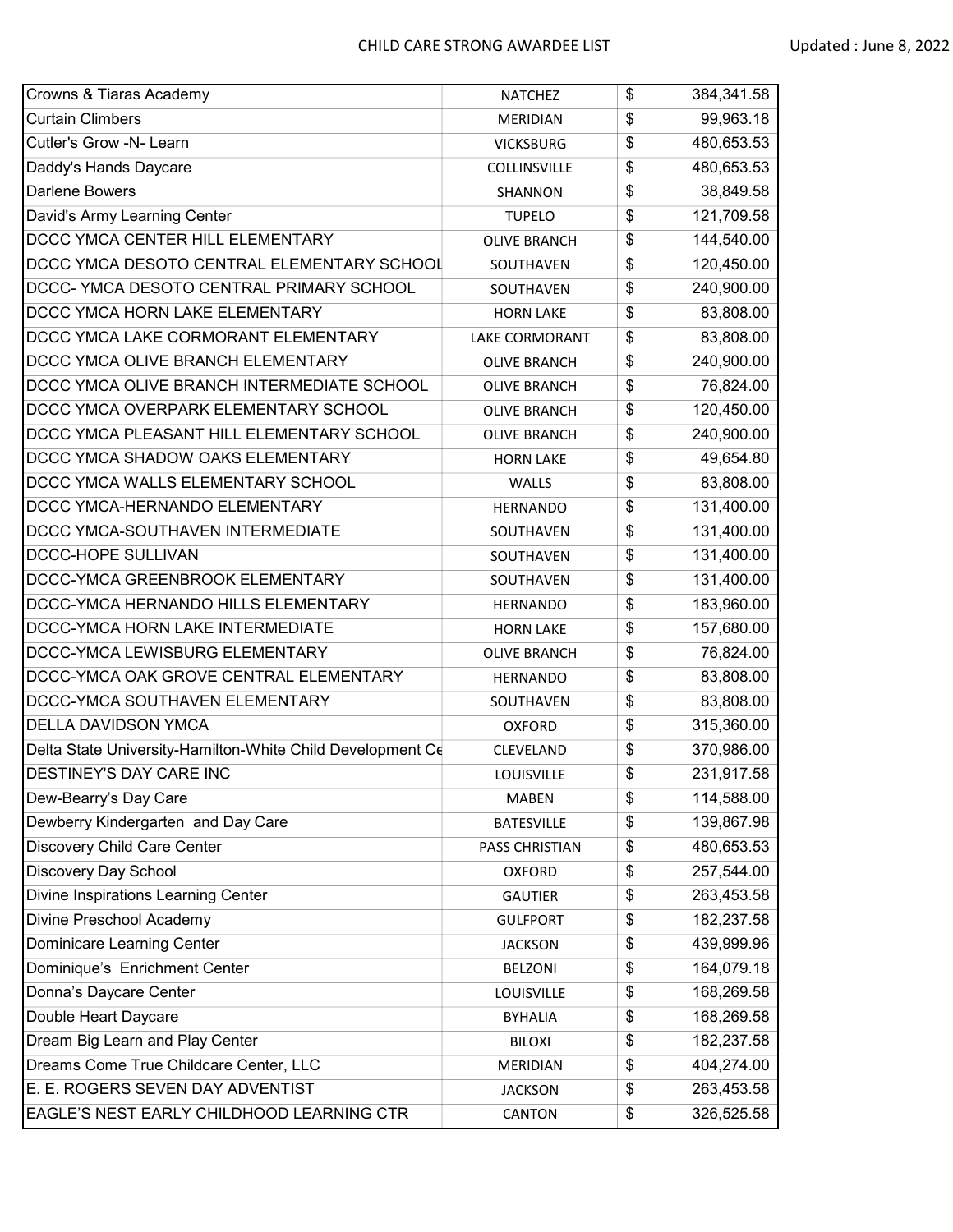| Crowns & Tiaras Academy | NATCHEZ | $ | 384,341.58 |
|---|---|---|---|
| Curtain Climbers | MERIDIAN | $ | 99,963.18 |
| Cutler's Grow -N- Learn | VICKSBURG | $ | 480,653.53 |
| Daddy's Hands Daycare | COLLINSVILLE | $ | 480,653.53 |
| Darlene Bowers | SHANNON | $ | 38,849.58 |
| David's Army Learning Center | TUPELO | $ | 121,709.58 |
| DCCC YMCA CENTER HILL ELEMENTARY | OLIVE BRANCH | $ | 144,540.00 |
| DCCC YMCA DESOTO CENTRAL ELEMENTARY SCHOOL | SOUTHAVEN | $ | 120,450.00 |
| DCCC- YMCA DESOTO CENTRAL PRIMARY SCHOOL | SOUTHAVEN | $ | 240,900.00 |
| DCCC YMCA HORN LAKE ELEMENTARY | HORN LAKE | $ | 83,808.00 |
| DCCC YMCA LAKE CORMORANT ELEMENTARY | LAKE CORMORANT | $ | 83,808.00 |
| DCCC YMCA OLIVE BRANCH ELEMENTARY | OLIVE BRANCH | $ | 240,900.00 |
| DCCC YMCA OLIVE BRANCH INTERMEDIATE SCHOOL | OLIVE BRANCH | $ | 76,824.00 |
| DCCC YMCA OVERPARK ELEMENTARY SCHOOL | OLIVE BRANCH | $ | 120,450.00 |
| DCCC YMCA PLEASANT HILL ELEMENTARY SCHOOL | OLIVE BRANCH | $ | 240,900.00 |
| DCCC YMCA SHADOW OAKS ELEMENTARY | HORN LAKE | $ | 49,654.80 |
| DCCC YMCA WALLS ELEMENTARY SCHOOL | WALLS | $ | 83,808.00 |
| DCCC YMCA-HERNANDO ELEMENTARY | HERNANDO | $ | 131,400.00 |
| DCCC YMCA-SOUTHAVEN INTERMEDIATE | SOUTHAVEN | $ | 131,400.00 |
| DCCC-HOPE SULLIVAN | SOUTHAVEN | $ | 131,400.00 |
| DCCC-YMCA GREENBROOK ELEMENTARY | SOUTHAVEN | $ | 131,400.00 |
| DCCC-YMCA HERNANDO HILLS ELEMENTARY | HERNANDO | $ | 183,960.00 |
| DCCC-YMCA HORN LAKE INTERMEDIATE | HORN LAKE | $ | 157,680.00 |
| DCCC-YMCA LEWISBURG ELEMENTARY | OLIVE BRANCH | $ | 76,824.00 |
| DCCC-YMCA OAK GROVE CENTRAL ELEMENTARY | HERNANDO | $ | 83,808.00 |
| DCCC-YMCA SOUTHAVEN ELEMENTARY | SOUTHAVEN | $ | 83,808.00 |
| DELLA DAVIDSON YMCA | OXFORD | $ | 315,360.00 |
| Delta State University-Hamilton-White Child Development Ce | CLEVELAND | $ | 370,986.00 |
| DESTINEY'S DAY CARE INC | LOUISVILLE | $ | 231,917.58 |
| Dew-Bearry's Day Care | MABEN | $ | 114,588.00 |
| Dewberry Kindergarten and Day Care | BATESVILLE | $ | 139,867.98 |
| Discovery Child Care Center | PASS CHRISTIAN | $ | 480,653.53 |
| Discovery Day School | OXFORD | $ | 257,544.00 |
| Divine Inspirations Learning Center | GAUTIER | $ | 263,453.58 |
| Divine Preschool Academy | GULFPORT | $ | 182,237.58 |
| Dominicare Learning Center | JACKSON | $ | 439,999.96 |
| Dominique's Enrichment Center | BELZONI | $ | 164,079.18 |
| Donna's Daycare Center | LOUISVILLE | $ | 168,269.58 |
| Double Heart Daycare | BYHALIA | $ | 168,269.58 |
| Dream Big Learn and Play Center | BILOXI | $ | 182,237.58 |
| Dreams Come True Childcare Center, LLC | MERIDIAN | $ | 404,274.00 |
| E. E. ROGERS SEVEN DAY ADVENTIST | JACKSON | $ | 263,453.58 |
| EAGLE'S NEST EARLY CHILDHOOD LEARNING CTR | CANTON | $ | 326,525.58 |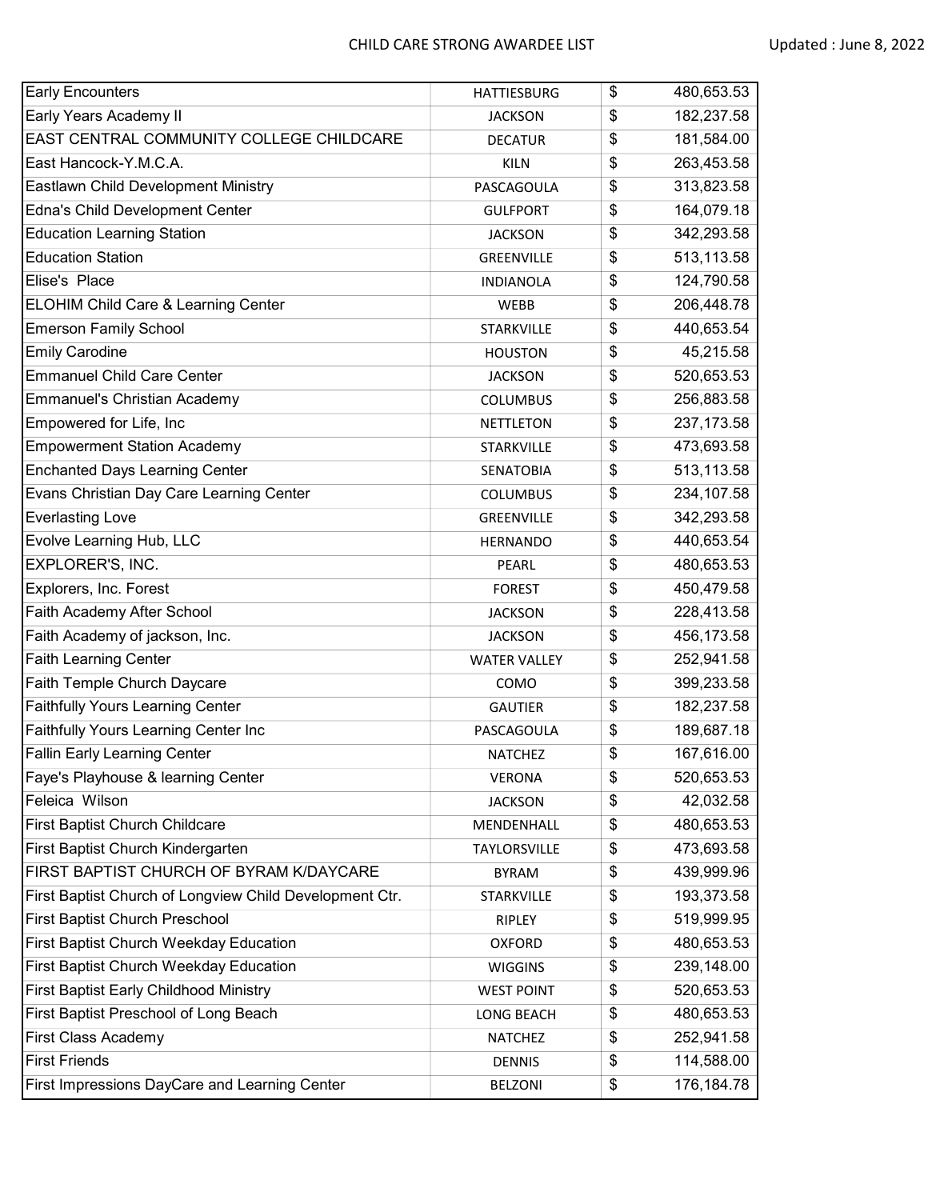| Early Encounters | HATTIESBURG | $ | 480,653.53 |
|---|---|---|---|
| Early Years Academy II | JACKSON | $ | 182,237.58 |
| EAST CENTRAL COMMUNITY COLLEGE CHILDCARE | DECATUR | $ | 181,584.00 |
| East Hancock-Y.M.C.A. | KILN | $ | 263,453.58 |
| Eastlawn Child Development Ministry | PASCAGOULA | $ | 313,823.58 |
| Edna's Child Development Center | GULFPORT | $ | 164,079.18 |
| Education Learning Station | JACKSON | $ | 342,293.58 |
| Education Station | GREENVILLE | $ | 513,113.58 |
| Elise's Place | INDIANOLA | $ | 124,790.58 |
| ELOHIM Child Care & Learning Center | WEBB | $ | 206,448.78 |
| Emerson Family School | STARKVILLE | $ | 440,653.54 |
| Emily Carodine | HOUSTON | $ | 45,215.58 |
| Emmanuel Child Care Center | JACKSON | $ | 520,653.53 |
| Emmanuel's Christian Academy | COLUMBUS | $ | 256,883.58 |
| Empowered for Life, Inc | NETTLETON | $ | 237,173.58 |
| Empowerment Station Academy | STARKVILLE | $ | 473,693.58 |
| Enchanted Days Learning Center | SENATOBIA | $ | 513,113.58 |
| Evans Christian Day Care Learning Center | COLUMBUS | $ | 234,107.58 |
| Everlasting Love | GREENVILLE | $ | 342,293.58 |
| Evolve Learning Hub, LLC | HERNANDO | $ | 440,653.54 |
| EXPLORER'S, INC. | PEARL | $ | 480,653.53 |
| Explorers, Inc. Forest | FOREST | $ | 450,479.58 |
| Faith Academy After School | JACKSON | $ | 228,413.58 |
| Faith Academy of jackson, Inc. | JACKSON | $ | 456,173.58 |
| Faith Learning Center | WATER VALLEY | $ | 252,941.58 |
| Faith Temple Church Daycare | COMO | $ | 399,233.58 |
| Faithfully Yours Learning Center | GAUTIER | $ | 182,237.58 |
| Faithfully Yours Learning Center Inc | PASCAGOULA | $ | 189,687.18 |
| Fallin Early Learning Center | NATCHEZ | $ | 167,616.00 |
| Faye's Playhouse & learning Center | VERONA | $ | 520,653.53 |
| Feleica Wilson | JACKSON | $ | 42,032.58 |
| First Baptist Church Childcare | MENDENHALL | $ | 480,653.53 |
| First Baptist Church Kindergarten | TAYLORSVILLE | $ | 473,693.58 |
| FIRST BAPTIST CHURCH OF BYRAM K/DAYCARE | BYRAM | $ | 439,999.96 |
| First Baptist Church of Longview Child Development Ctr. | STARKVILLE | $ | 193,373.58 |
| First Baptist Church Preschool | RIPLEY | $ | 519,999.95 |
| First Baptist Church Weekday Education | OXFORD | $ | 480,653.53 |
| First Baptist Church Weekday Education | WIGGINS | $ | 239,148.00 |
| First Baptist Early Childhood Ministry | WEST POINT | $ | 520,653.53 |
| First Baptist Preschool of Long Beach | LONG BEACH | $ | 480,653.53 |
| First Class Academy | NATCHEZ | $ | 252,941.58 |
| First Friends | DENNIS | $ | 114,588.00 |
| First Impressions DayCare and Learning Center | BELZONI | $ | 176,184.78 |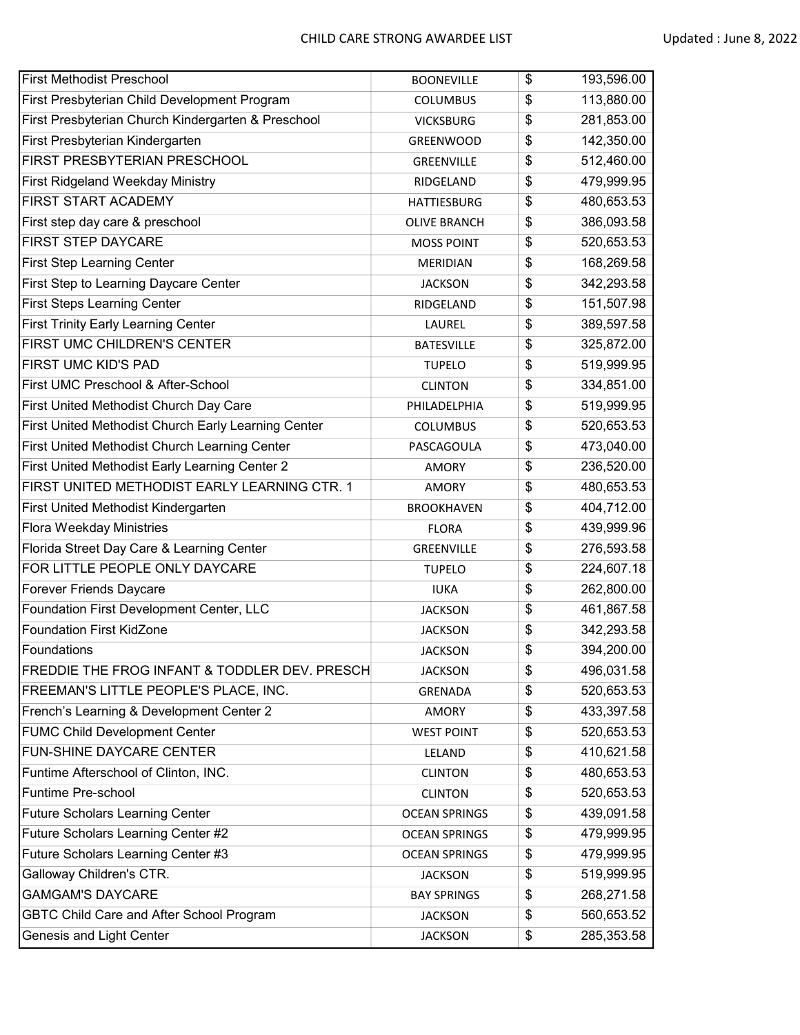| First Methodist Preschool | BOONEVILLE | $ | 193,596.00 |
|---|---|---|---|
| First Presbyterian Child Development Program | COLUMBUS | $ | 113,880.00 |
| First Presbyterian Church Kindergarten & Preschool | VICKSBURG | $ | 281,853.00 |
| First Presbyterian Kindergarten | GREENWOOD | $ | 142,350.00 |
| FIRST PRESBYTERIAN PRESCHOOL | GREENVILLE | $ | 512,460.00 |
| First Ridgeland Weekday Ministry | RIDGELAND | $ | 479,999.95 |
| FIRST START ACADEMY | HATTIESBURG | $ | 480,653.53 |
| First step day care & preschool | OLIVE BRANCH | $ | 386,093.58 |
| FIRST STEP DAYCARE | MOSS POINT | $ | 520,653.53 |
| First Step Learning Center | MERIDIAN | $ | 168,269.58 |
| First Step to Learning Daycare Center | JACKSON | $ | 342,293.58 |
| First Steps Learning Center | RIDGELAND | $ | 151,507.98 |
| First Trinity Early Learning Center | LAUREL | $ | 389,597.58 |
| FIRST UMC CHILDREN'S CENTER | BATESVILLE | $ | 325,872.00 |
| FIRST UMC KID'S PAD | TUPELO | $ | 519,999.95 |
| First UMC Preschool & After-School | CLINTON | $ | 334,851.00 |
| First United Methodist Church Day Care | PHILADELPHIA | $ | 519,999.95 |
| First United Methodist Church Early Learning Center | COLUMBUS | $ | 520,653.53 |
| First United Methodist Church Learning Center | PASCAGOULA | $ | 473,040.00 |
| First United Methodist Early Learning Center 2 | AMORY | $ | 236,520.00 |
| FIRST UNITED METHODIST EARLY LEARNING CTR. 1 | AMORY | $ | 480,653.53 |
| First United Methodist Kindergarten | BROOKHAVEN | $ | 404,712.00 |
| Flora Weekday Ministries | FLORA | $ | 439,999.96 |
| Florida Street Day Care & Learning Center | GREENVILLE | $ | 276,593.58 |
| FOR LITTLE PEOPLE ONLY DAYCARE | TUPELO | $ | 224,607.18 |
| Forever Friends Daycare | IUKA | $ | 262,800.00 |
| Foundation First Development Center, LLC | JACKSON | $ | 461,867.58 |
| Foundation First KidZone | JACKSON | $ | 342,293.58 |
| Foundations | JACKSON | $ | 394,200.00 |
| FREDDIE THE FROG INFANT & TODDLER DEV. PRESCH | JACKSON | $ | 496,031.58 |
| FREEMAN'S LITTLE PEOPLE'S PLACE, INC. | GRENADA | $ | 520,653.53 |
| French's Learning & Development Center 2 | AMORY | $ | 433,397.58 |
| FUMC Child Development Center | WEST POINT | $ | 520,653.53 |
| FUN-SHINE DAYCARE CENTER | LELAND | $ | 410,621.58 |
| Funtime Afterschool of Clinton, INC. | CLINTON | $ | 480,653.53 |
| Funtime Pre-school | CLINTON | $ | 520,653.53 |
| Future Scholars Learning Center | OCEAN SPRINGS | $ | 439,091.58 |
| Future Scholars Learning Center #2 | OCEAN SPRINGS | $ | 479,999.95 |
| Future Scholars Learning Center #3 | OCEAN SPRINGS | $ | 479,999.95 |
| Galloway Children's CTR. | JACKSON | $ | 519,999.95 |
| GAMGAM'S DAYCARE | BAY SPRINGS | $ | 268,271.58 |
| GBTC Child Care and After School Program | JACKSON | $ | 560,653.52 |
| Genesis and Light Center | JACKSON | $ | 285,353.58 |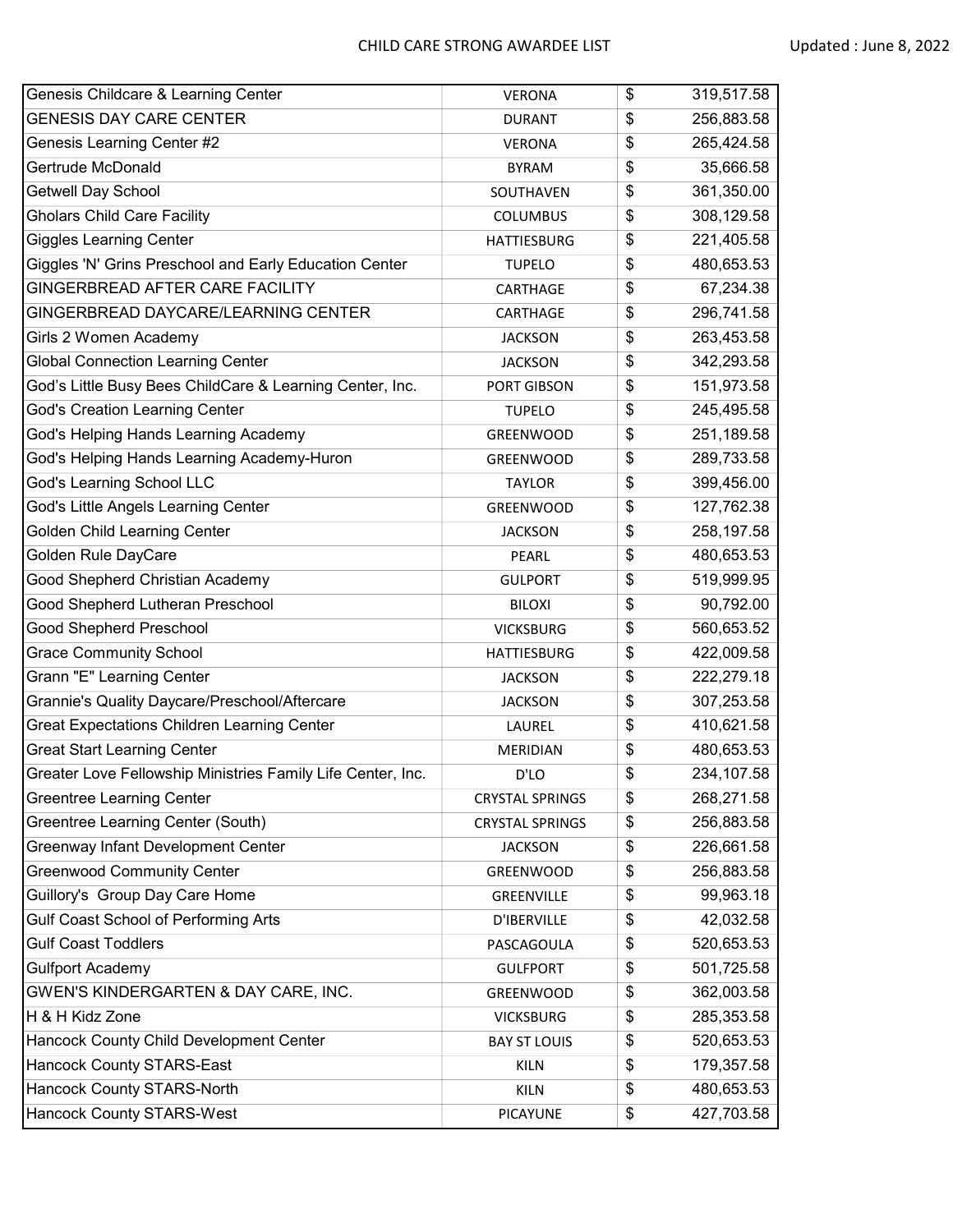# CHILD CARE STRONG AWARDEE LIST

Updated : June 8, 2022

| Name | City | $ | Amount |
|---|---|---|---|
| Genesis Childcare & Learning Center | VERONA | $ | 319,517.58 |
| GENESIS DAY CARE CENTER | DURANT | $ | 256,883.58 |
| Genesis Learning Center #2 | VERONA | $ | 265,424.58 |
| Gertrude McDonald | BYRAM | $ | 35,666.58 |
| Getwell Day School | SOUTHAVEN | $ | 361,350.00 |
| Gholars Child Care Facility | COLUMBUS | $ | 308,129.58 |
| Giggles Learning Center | HATTIESBURG | $ | 221,405.58 |
| Giggles 'N' Grins Preschool and Early Education Center | TUPELO | $ | 480,653.53 |
| GINGERBREAD AFTER CARE FACILITY | CARTHAGE | $ | 67,234.38 |
| GINGERBREAD DAYCARE/LEARNING CENTER | CARTHAGE | $ | 296,741.58 |
| Girls 2 Women Academy | JACKSON | $ | 263,453.58 |
| Global Connection Learning Center | JACKSON | $ | 342,293.58 |
| God's Little Busy Bees ChildCare & Learning Center, Inc. | PORT GIBSON | $ | 151,973.58 |
| God's Creation Learning Center | TUPELO | $ | 245,495.58 |
| God's Helping Hands Learning Academy | GREENWOOD | $ | 251,189.58 |
| God's Helping Hands Learning Academy-Huron | GREENWOOD | $ | 289,733.58 |
| God's Learning School LLC | TAYLOR | $ | 399,456.00 |
| God's Little Angels Learning Center | GREENWOOD | $ | 127,762.38 |
| Golden Child Learning Center | JACKSON | $ | 258,197.58 |
| Golden Rule DayCare | PEARL | $ | 480,653.53 |
| Good Shepherd Christian Academy | GULPORT | $ | 519,999.95 |
| Good Shepherd Lutheran Preschool | BILOXI | $ | 90,792.00 |
| Good Shepherd Preschool | VICKSBURG | $ | 560,653.52 |
| Grace Community School | HATTIESBURG | $ | 422,009.58 |
| Grann "E" Learning Center | JACKSON | $ | 222,279.18 |
| Grannie's Quality Daycare/Preschool/Aftercare | JACKSON | $ | 307,253.58 |
| Great Expectations Children Learning Center | LAUREL | $ | 410,621.58 |
| Great Start Learning Center | MERIDIAN | $ | 480,653.53 |
| Greater Love Fellowship Ministries Family Life Center, Inc. | D'LO | $ | 234,107.58 |
| Greentree Learning Center | CRYSTAL SPRINGS | $ | 268,271.58 |
| Greentree Learning Center (South) | CRYSTAL SPRINGS | $ | 256,883.58 |
| Greenway Infant Development Center | JACKSON | $ | 226,661.58 |
| Greenwood Community Center | GREENWOOD | $ | 256,883.58 |
| Guillory's Group Day Care Home | GREENVILLE | $ | 99,963.18 |
| Gulf Coast School of Performing Arts | D'IBERVILLE | $ | 42,032.58 |
| Gulf Coast Toddlers | PASCAGOULA | $ | 520,653.53 |
| Gulfport Academy | GULFPORT | $ | 501,725.58 |
| GWEN'S KINDERGARTEN & DAY CARE, INC. | GREENWOOD | $ | 362,003.58 |
| H & H Kidz Zone | VICKSBURG | $ | 285,353.58 |
| Hancock County Child Development Center | BAY ST LOUIS | $ | 520,653.53 |
| Hancock County STARS-East | KILN | $ | 179,357.58 |
| Hancock County STARS-North | KILN | $ | 480,653.53 |
| Hancock County STARS-West | PICAYUNE | $ | 427,703.58 |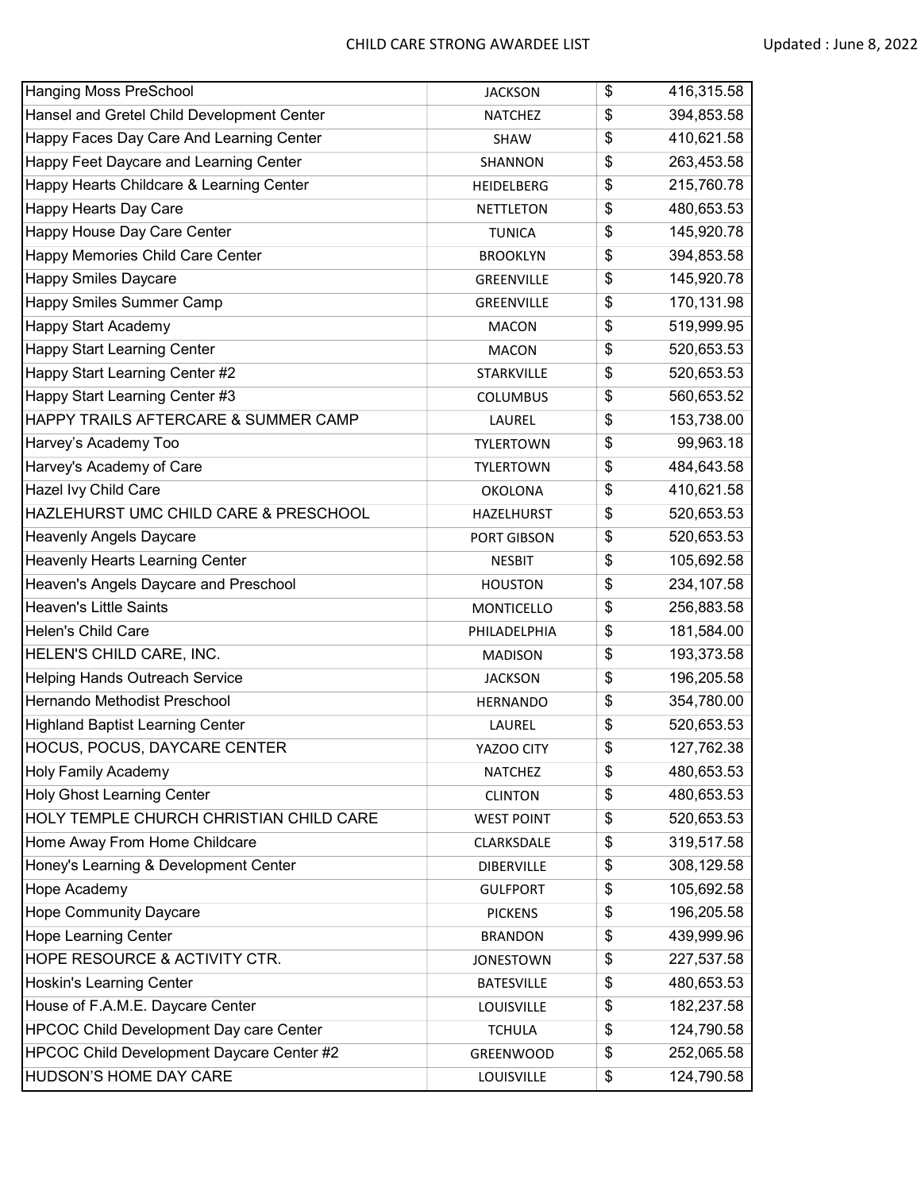| Hanging Moss PreSchool | JACKSON | $ | 416,315.58 |
|---|---|---|---|
| Hansel and Gretel Child Development Center | NATCHEZ | $ | 394,853.58 |
| Happy Faces Day Care And Learning Center | SHAW | $ | 410,621.58 |
| Happy Feet Daycare and Learning Center | SHANNON | $ | 263,453.58 |
| Happy Hearts Childcare & Learning Center | HEIDELBERG | $ | 215,760.78 |
| Happy Hearts Day Care | NETTLETON | $ | 480,653.53 |
| Happy House Day Care Center | TUNICA | $ | 145,920.78 |
| Happy Memories Child Care Center | BROOKLYN | $ | 394,853.58 |
| Happy Smiles Daycare | GREENVILLE | $ | 145,920.78 |
| Happy Smiles Summer Camp | GREENVILLE | $ | 170,131.98 |
| Happy Start Academy | MACON | $ | 519,999.95 |
| Happy Start Learning Center | MACON | $ | 520,653.53 |
| Happy Start Learning Center #2 | STARKVILLE | $ | 520,653.53 |
| Happy Start Learning Center #3 | COLUMBUS | $ | 560,653.52 |
| HAPPY TRAILS AFTERCARE & SUMMER CAMP | LAUREL | $ | 153,738.00 |
| Harvey's Academy Too | TYLERTOWN | $ | 99,963.18 |
| Harvey's Academy of Care | TYLERTOWN | $ | 484,643.58 |
| Hazel Ivy Child Care | OKOLONA | $ | 410,621.58 |
| HAZLEHURST UMC CHILD CARE & PRESCHOOL | HAZLEHURST | $ | 520,653.53 |
| Heavenly Angels Daycare | PORT GIBSON | $ | 520,653.53 |
| Heavenly Hearts Learning Center | NESBIT | $ | 105,692.58 |
| Heaven's Angels Daycare and Preschool | HOUSTON | $ | 234,107.58 |
| Heaven's Little Saints | MONTICELLO | $ | 256,883.58 |
| Helen's Child Care | PHILADELPHIA | $ | 181,584.00 |
| HELEN'S CHILD CARE, INC. | MADISON | $ | 193,373.58 |
| Helping Hands Outreach Service | JACKSON | $ | 196,205.58 |
| Hernando Methodist Preschool | HERNANDO | $ | 354,780.00 |
| Highland Baptist Learning Center | LAUREL | $ | 520,653.53 |
| HOCUS, POCUS, DAYCARE CENTER | YAZOO CITY | $ | 127,762.38 |
| Holy Family Academy | NATCHEZ | $ | 480,653.53 |
| Holy Ghost Learning Center | CLINTON | $ | 480,653.53 |
| HOLY TEMPLE CHURCH CHRISTIAN CHILD CARE | WEST POINT | $ | 520,653.53 |
| Home Away From Home Childcare | CLARKSDALE | $ | 319,517.58 |
| Honey's Learning & Development Center | DIBERVILLE | $ | 308,129.58 |
| Hope Academy | GULFPORT | $ | 105,692.58 |
| Hope Community Daycare | PICKENS | $ | 196,205.58 |
| Hope Learning Center | BRANDON | $ | 439,999.96 |
| HOPE RESOURCE & ACTIVITY CTR. | JONESTOWN | $ | 227,537.58 |
| Hoskin's Learning Center | BATESVILLE | $ | 480,653.53 |
| House of F.A.M.E. Daycare Center | LOUISVILLE | $ | 182,237.58 |
| HPCOC Child Development Day care Center | TCHULA | $ | 124,790.58 |
| HPCOC Child Development Daycare Center #2 | GREENWOOD | $ | 252,065.58 |
| HUDSON'S HOME DAY CARE | LOUISVILLE | $ | 124,790.58 |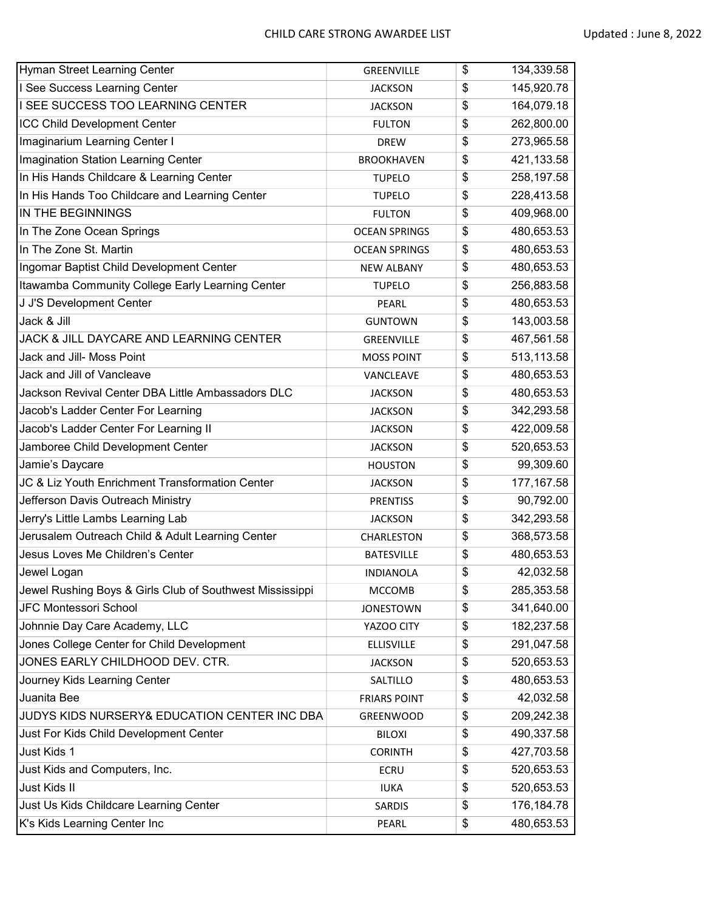CHILD CARE STRONG AWARDEE LIST

Updated : June 8, 2022

| | | | |
|---|---|---|---|
| Hyman Street Learning Center | GREENVILLE | $ | 134,339.58 |
| I See Success Learning Center | JACKSON | $ | 145,920.78 |
| I SEE SUCCESS TOO LEARNING CENTER | JACKSON | $ | 164,079.18 |
| ICC Child Development Center | FULTON | $ | 262,800.00 |
| Imaginarium Learning Center I | DREW | $ | 273,965.58 |
| Imagination Station Learning Center | BROOKHAVEN | $ | 421,133.58 |
| In His Hands Childcare & Learning Center | TUPELO | $ | 258,197.58 |
| In His Hands Too Childcare and Learning Center | TUPELO | $ | 228,413.58 |
| IN THE BEGINNINGS | FULTON | $ | 409,968.00 |
| In The Zone Ocean Springs | OCEAN SPRINGS | $ | 480,653.53 |
| In The Zone St. Martin | OCEAN SPRINGS | $ | 480,653.53 |
| Ingomar Baptist Child Development Center | NEW ALBANY | $ | 480,653.53 |
| Itawamba Community College Early Learning Center | TUPELO | $ | 256,883.58 |
| J J'S Development Center | PEARL | $ | 480,653.53 |
| Jack & Jill | GUNTOWN | $ | 143,003.58 |
| JACK & JILL DAYCARE AND LEARNING CENTER | GREENVILLE | $ | 467,561.58 |
| Jack and Jill- Moss Point | MOSS POINT | $ | 513,113.58 |
| Jack and Jill of Vancleave | VANCLEAVE | $ | 480,653.53 |
| Jackson Revival Center DBA Little Ambassadors DLC | JACKSON | $ | 480,653.53 |
| Jacob's Ladder Center For Learning | JACKSON | $ | 342,293.58 |
| Jacob's Ladder Center For Learning II | JACKSON | $ | 422,009.58 |
| Jamboree Child Development Center | JACKSON | $ | 520,653.53 |
| Jamie's Daycare | HOUSTON | $ | 99,309.60 |
| JC & Liz Youth Enrichment Transformation Center | JACKSON | $ | 177,167.58 |
| Jefferson Davis Outreach Ministry | PRENTISS | $ | 90,792.00 |
| Jerry's Little Lambs Learning Lab | JACKSON | $ | 342,293.58 |
| Jerusalem Outreach Child & Adult Learning Center | CHARLESTON | $ | 368,573.58 |
| Jesus Loves Me Children's Center | BATESVILLE | $ | 480,653.53 |
| Jewel Logan | INDIANOLA | $ | 42,032.58 |
| Jewel Rushing Boys & Girls Club of Southwest Mississippi | MCCOMB | $ | 285,353.58 |
| JFC Montessori School | JONESTOWN | $ | 341,640.00 |
| Johnnie Day Care Academy, LLC | YAZOO CITY | $ | 182,237.58 |
| Jones College Center for Child Development | ELLISVILLE | $ | 291,047.58 |
| JONES EARLY CHILDHOOD DEV. CTR. | JACKSON | $ | 520,653.53 |
| Journey Kids Learning Center | SALTILLO | $ | 480,653.53 |
| Juanita Bee | FRIARS POINT | $ | 42,032.58 |
| JUDYS KIDS NURSERY& EDUCATION CENTER INC DBA | GREENWOOD | $ | 209,242.38 |
| Just For Kids Child Development Center | BILOXI | $ | 490,337.58 |
| Just Kids 1 | CORINTH | $ | 427,703.58 |
| Just Kids and Computers, Inc. | ECRU | $ | 520,653.53 |
| Just Kids II | IUKA | $ | 520,653.53 |
| Just Us Kids Childcare Learning Center | SARDIS | $ | 176,184.78 |
| K's Kids Learning Center Inc | PEARL | $ | 480,653.53 |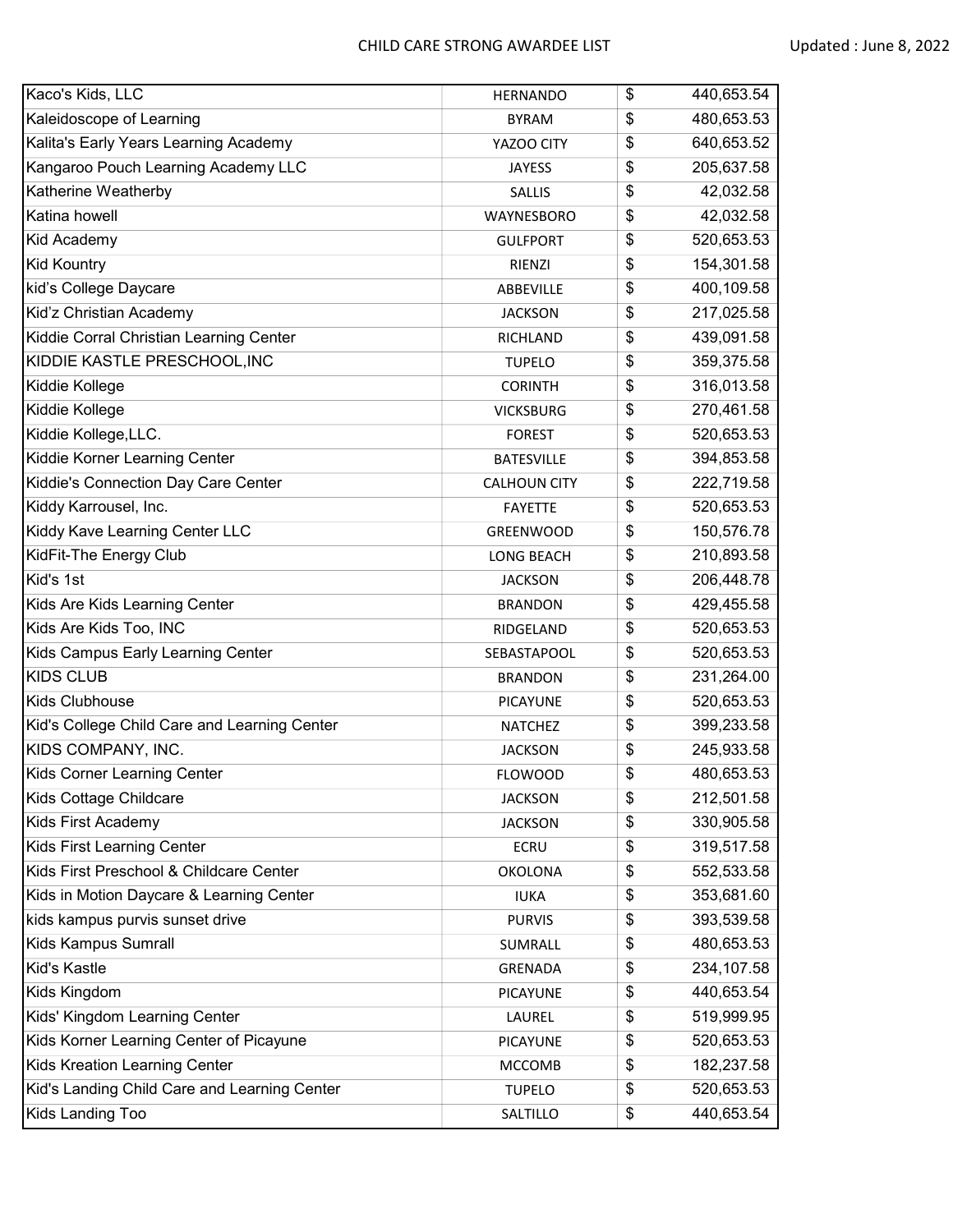| Kaco's Kids, LLC | HERNANDO | $ | 440,653.54 |
|---|---|---|---|
| Kaleidoscope of Learning | BYRAM | $ | 480,653.53 |
| Kalita's Early Years Learning Academy | YAZOO CITY | $ | 640,653.52 |
| Kangaroo Pouch Learning Academy LLC | JAYESS | $ | 205,637.58 |
| Katherine Weatherby | SALLIS | $ | 42,032.58 |
| Katina howell | WAYNESBORO | $ | 42,032.58 |
| Kid Academy | GULFPORT | $ | 520,653.53 |
| Kid Kountry | RIENZI | $ | 154,301.58 |
| kid's College Daycare | ABBEVILLE | $ | 400,109.58 |
| Kid'z Christian Academy | JACKSON | $ | 217,025.58 |
| Kiddie Corral Christian Learning Center | RICHLAND | $ | 439,091.58 |
| KIDDIE KASTLE PRESCHOOL,INC | TUPELO | $ | 359,375.58 |
| Kiddie Kollege | CORINTH | $ | 316,013.58 |
| Kiddie Kollege | VICKSBURG | $ | 270,461.58 |
| Kiddie Kollege,LLC. | FOREST | $ | 520,653.53 |
| Kiddie Korner Learning Center | BATESVILLE | $ | 394,853.58 |
| Kiddie's Connection Day Care Center | CALHOUN CITY | $ | 222,719.58 |
| Kiddy Karrousel, Inc. | FAYETTE | $ | 520,653.53 |
| Kiddy Kave Learning Center LLC | GREENWOOD | $ | 150,576.78 |
| KidFit-The Energy Club | LONG BEACH | $ | 210,893.58 |
| Kid's 1st | JACKSON | $ | 206,448.78 |
| Kids Are Kids Learning Center | BRANDON | $ | 429,455.58 |
| Kids Are Kids Too, INC | RIDGELAND | $ | 520,653.53 |
| Kids Campus Early Learning Center | SEBASTAPOOL | $ | 520,653.53 |
| KIDS CLUB | BRANDON | $ | 231,264.00 |
| Kids Clubhouse | PICAYUNE | $ | 520,653.53 |
| Kid's College Child Care and Learning Center | NATCHEZ | $ | 399,233.58 |
| KIDS COMPANY, INC. | JACKSON | $ | 245,933.58 |
| Kids Corner Learning Center | FLOWOOD | $ | 480,653.53 |
| Kids Cottage Childcare | JACKSON | $ | 212,501.58 |
| Kids First Academy | JACKSON | $ | 330,905.58 |
| Kids First Learning Center | ECRU | $ | 319,517.58 |
| Kids First Preschool & Childcare Center | OKOLONA | $ | 552,533.58 |
| Kids in Motion Daycare & Learning Center | IUKA | $ | 353,681.60 |
| kids kampus purvis sunset drive | PURVIS | $ | 393,539.58 |
| Kids Kampus Sumrall | SUMRALL | $ | 480,653.53 |
| Kid's Kastle | GRENADA | $ | 234,107.58 |
| Kids Kingdom | PICAYUNE | $ | 440,653.54 |
| Kids' Kingdom Learning Center | LAUREL | $ | 519,999.95 |
| Kids Korner Learning Center of Picayune | PICAYUNE | $ | 520,653.53 |
| Kids Kreation Learning Center | MCCOMB | $ | 182,237.58 |
| Kid's Landing Child Care and Learning Center | TUPELO | $ | 520,653.53 |
| Kids Landing Too | SALTILLO | $ | 440,653.54 |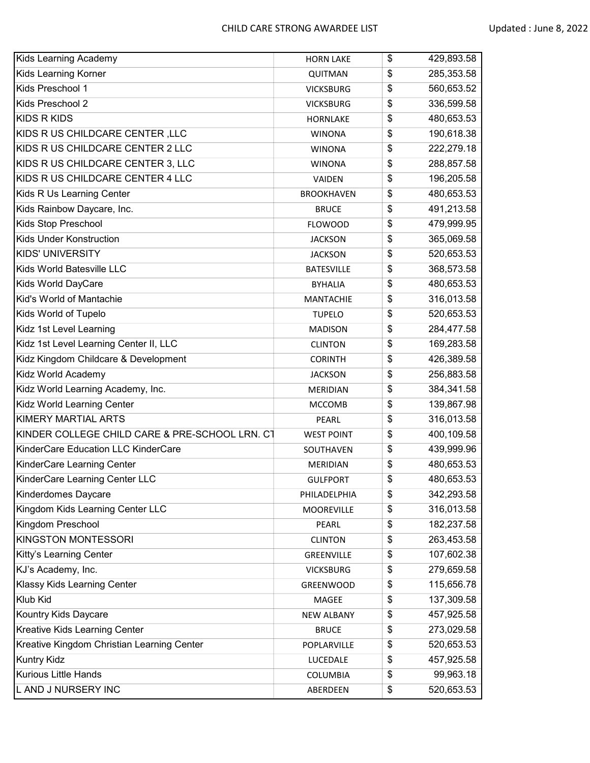| Kids Learning Academy | HORN LAKE | $ | 429,893.58 |
|---|---|---|---|
| Kids Learning Korner | QUITMAN | $ | 285,353.58 |
| Kids Preschool 1 | VICKSBURG | $ | 560,653.52 |
| Kids Preschool 2 | VICKSBURG | $ | 336,599.58 |
| KIDS R KIDS | HORNLAKE | $ | 480,653.53 |
| KIDS R US CHILDCARE CENTER ,LLC | WINONA | $ | 190,618.38 |
| KIDS R US CHILDCARE CENTER 2 LLC | WINONA | $ | 222,279.18 |
| KIDS R US CHILDCARE CENTER 3, LLC | WINONA | $ | 288,857.58 |
| KIDS R US CHILDCARE CENTER 4 LLC | VAIDEN | $ | 196,205.58 |
| Kids R Us Learning Center | BROOKHAVEN | $ | 480,653.53 |
| Kids Rainbow Daycare, Inc. | BRUCE | $ | 491,213.58 |
| Kids Stop Preschool | FLOWOOD | $ | 479,999.95 |
| Kids Under Konstruction | JACKSON | $ | 365,069.58 |
| KIDS' UNIVERSITY | JACKSON | $ | 520,653.53 |
| Kids World Batesville LLC | BATESVILLE | $ | 368,573.58 |
| Kids World DayCare | BYHALIA | $ | 480,653.53 |
| Kid's World of Mantachie | MANTACHIE | $ | 316,013.58 |
| Kids World of Tupelo | TUPELO | $ | 520,653.53 |
| Kidz 1st Level Learning | MADISON | $ | 284,477.58 |
| Kidz 1st Level Learning Center II, LLC | CLINTON | $ | 169,283.58 |
| Kidz Kingdom Childcare & Development | CORINTH | $ | 426,389.58 |
| Kidz World Academy | JACKSON | $ | 256,883.58 |
| Kidz World Learning Academy, Inc. | MERIDIAN | $ | 384,341.58 |
| Kidz World Learning Center | MCCOMB | $ | 139,867.98 |
| KIMERY MARTIAL ARTS | PEARL | $ | 316,013.58 |
| KINDER COLLEGE CHILD CARE & PRE-SCHOOL LRN. CT | WEST POINT | $ | 400,109.58 |
| KinderCare Education LLC KinderCare | SOUTHAVEN | $ | 439,999.96 |
| KinderCare Learning Center | MERIDIAN | $ | 480,653.53 |
| KinderCare Learning Center LLC | GULFPORT | $ | 480,653.53 |
| Kinderdomes Daycare | PHILADELPHIA | $ | 342,293.58 |
| Kingdom Kids Learning Center LLC | MOOREVILLE | $ | 316,013.58 |
| Kingdom Preschool | PEARL | $ | 182,237.58 |
| KINGSTON MONTESSORI | CLINTON | $ | 263,453.58 |
| Kitty's Learning Center | GREENVILLE | $ | 107,602.38 |
| KJ's Academy, Inc. | VICKSBURG | $ | 279,659.58 |
| Klassy Kids Learning Center | GREENWOOD | $ | 115,656.78 |
| Klub Kid | MAGEE | $ | 137,309.58 |
| Kountry Kids Daycare | NEW ALBANY | $ | 457,925.58 |
| Kreative Kids Learning Center | BRUCE | $ | 273,029.58 |
| Kreative Kingdom Christian Learning Center | POPLARVILLE | $ | 520,653.53 |
| Kuntry Kidz | LUCEDALE | $ | 457,925.58 |
| Kurious Little Hands | COLUMBIA | $ | 99,963.18 |
| L AND J NURSERY INC | ABERDEEN | $ | 520,653.53 |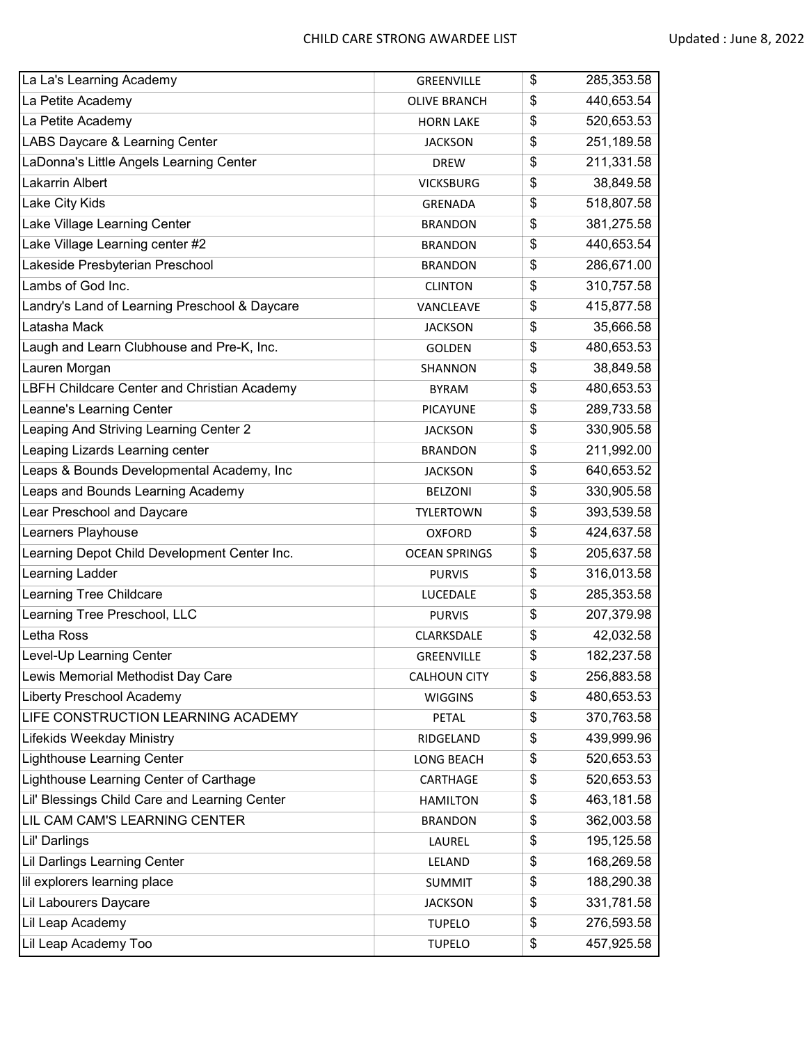| La La's Learning Academy | GREENVILLE | $ | 285,353.58 |
|---|---|---|---|
| La Petite Academy | OLIVE BRANCH | $ | 440,653.54 |
| La Petite Academy | HORN LAKE | $ | 520,653.53 |
| LABS Daycare & Learning Center | JACKSON | $ | 251,189.58 |
| LaDonna's Little Angels Learning Center | DREW | $ | 211,331.58 |
| Lakarrin Albert | VICKSBURG | $ | 38,849.58 |
| Lake City Kids | GRENADA | $ | 518,807.58 |
| Lake Village Learning Center | BRANDON | $ | 381,275.58 |
| Lake Village Learning center #2 | BRANDON | $ | 440,653.54 |
| Lakeside Presbyterian Preschool | BRANDON | $ | 286,671.00 |
| Lambs of God Inc. | CLINTON | $ | 310,757.58 |
| Landry's Land of Learning Preschool & Daycare | VANCLEAVE | $ | 415,877.58 |
| Latasha Mack | JACKSON | $ | 35,666.58 |
| Laugh and Learn Clubhouse and Pre-K, Inc. | GOLDEN | $ | 480,653.53 |
| Lauren Morgan | SHANNON | $ | 38,849.58 |
| LBFH Childcare Center and Christian Academy | BYRAM | $ | 480,653.53 |
| Leanne's Learning Center | PICAYUNE | $ | 289,733.58 |
| Leaping And Striving Learning Center 2 | JACKSON | $ | 330,905.58 |
| Leaping Lizards Learning center | BRANDON | $ | 211,992.00 |
| Leaps & Bounds Developmental Academy, Inc | JACKSON | $ | 640,653.52 |
| Leaps and Bounds Learning Academy | BELZONI | $ | 330,905.58 |
| Lear Preschool and Daycare | TYLERTOWN | $ | 393,539.58 |
| Learners Playhouse | OXFORD | $ | 424,637.58 |
| Learning Depot Child Development Center Inc. | OCEAN SPRINGS | $ | 205,637.58 |
| Learning Ladder | PURVIS | $ | 316,013.58 |
| Learning Tree Childcare | LUCEDALE | $ | 285,353.58 |
| Learning Tree Preschool, LLC | PURVIS | $ | 207,379.98 |
| Letha Ross | CLARKSDALE | $ | 42,032.58 |
| Level-Up Learning Center | GREENVILLE | $ | 182,237.58 |
| Lewis Memorial Methodist Day Care | CALHOUN CITY | $ | 256,883.58 |
| Liberty Preschool Academy | WIGGINS | $ | 480,653.53 |
| LIFE CONSTRUCTION LEARNING ACADEMY | PETAL | $ | 370,763.58 |
| Lifekids Weekday Ministry | RIDGELAND | $ | 439,999.96 |
| Lighthouse Learning Center | LONG BEACH | $ | 520,653.53 |
| Lighthouse Learning Center of Carthage | CARTHAGE | $ | 520,653.53 |
| Lil' Blessings Child Care and Learning Center | HAMILTON | $ | 463,181.58 |
| LIL CAM CAM'S LEARNING CENTER | BRANDON | $ | 362,003.58 |
| Lil' Darlings | LAUREL | $ | 195,125.58 |
| Lil Darlings Learning Center | LELAND | $ | 168,269.58 |
| lil explorers learning place | SUMMIT | $ | 188,290.38 |
| Lil Labourers Daycare | JACKSON | $ | 331,781.58 |
| Lil Leap Academy | TUPELO | $ | 276,593.58 |
| Lil Leap Academy Too | TUPELO | $ | 457,925.58 |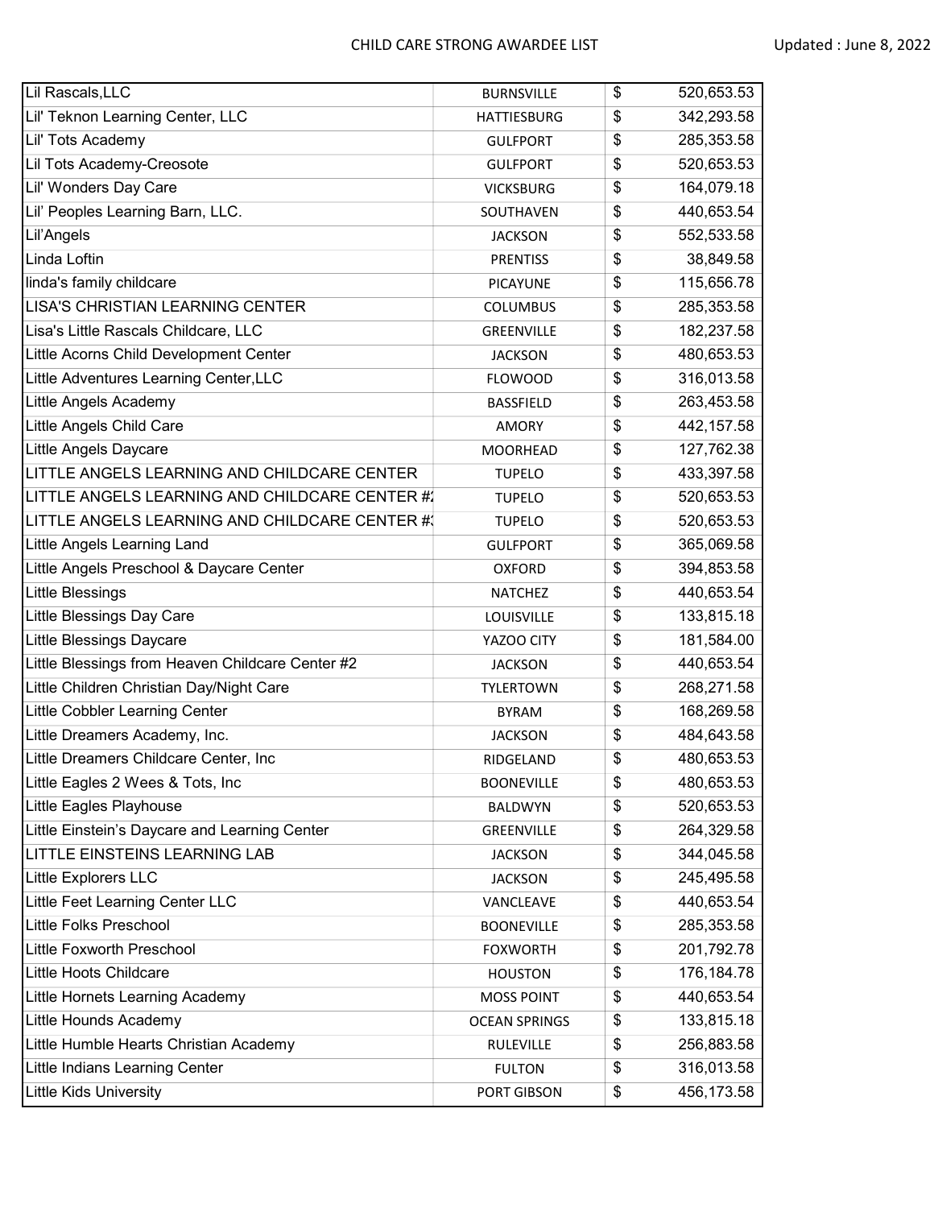| Lil Rascals,LLC | BURNSVILLE | $ | 520,653.53 |
|---|---|---|---|
| Lil' Teknon Learning Center, LLC | HATTIESBURG | $ | 342,293.58 |
| Lil' Tots Academy | GULFPORT | $ | 285,353.58 |
| Lil Tots Academy-Creosote | GULFPORT | $ | 520,653.53 |
| Lil' Wonders Day Care | VICKSBURG | $ | 164,079.18 |
| Lil' Peoples Learning Barn, LLC. | SOUTHAVEN | $ | 440,653.54 |
| Lil'Angels | JACKSON | $ | 552,533.58 |
| Linda Loftin | PRENTISS | $ | 38,849.58 |
| linda's family childcare | PICAYUNE | $ | 115,656.78 |
| LISA'S CHRISTIAN LEARNING CENTER | COLUMBUS | $ | 285,353.58 |
| Lisa's Little Rascals Childcare, LLC | GREENVILLE | $ | 182,237.58 |
| Little Acorns Child Development Center | JACKSON | $ | 480,653.53 |
| Little Adventures Learning Center,LLC | FLOWOOD | $ | 316,013.58 |
| Little Angels Academy | BASSFIELD | $ | 263,453.58 |
| Little Angels Child Care | AMORY | $ | 442,157.58 |
| Little Angels Daycare | MOORHEAD | $ | 127,762.38 |
| LITTLE ANGELS LEARNING AND CHILDCARE CENTER | TUPELO | $ | 433,397.58 |
| LITTLE ANGELS LEARNING AND CHILDCARE CENTER #2 | TUPELO | $ | 520,653.53 |
| LITTLE ANGELS LEARNING AND CHILDCARE CENTER #3 | TUPELO | $ | 520,653.53 |
| Little Angels Learning Land | GULFPORT | $ | 365,069.58 |
| Little Angels Preschool & Daycare Center | OXFORD | $ | 394,853.58 |
| Little Blessings | NATCHEZ | $ | 440,653.54 |
| Little Blessings Day Care | LOUISVILLE | $ | 133,815.18 |
| Little Blessings Daycare | YAZOO CITY | $ | 181,584.00 |
| Little Blessings from Heaven Childcare Center #2 | JACKSON | $ | 440,653.54 |
| Little Children Christian Day/Night Care | TYLERTOWN | $ | 268,271.58 |
| Little Cobbler Learning Center | BYRAM | $ | 168,269.58 |
| Little Dreamers Academy, Inc. | JACKSON | $ | 484,643.58 |
| Little Dreamers Childcare Center, Inc | RIDGELAND | $ | 480,653.53 |
| Little Eagles 2 Wees & Tots, Inc | BOONEVILLE | $ | 480,653.53 |
| Little Eagles Playhouse | BALDWYN | $ | 520,653.53 |
| Little Einstein's Daycare and Learning Center | GREENVILLE | $ | 264,329.58 |
| LITTLE EINSTEINS LEARNING LAB | JACKSON | $ | 344,045.58 |
| Little Explorers LLC | JACKSON | $ | 245,495.58 |
| Little Feet Learning Center LLC | VANCLEAVE | $ | 440,653.54 |
| Little Folks Preschool | BOONEVILLE | $ | 285,353.58 |
| Little Foxworth Preschool | FOXWORTH | $ | 201,792.78 |
| Little Hoots Childcare | HOUSTON | $ | 176,184.78 |
| Little Hornets Learning Academy | MOSS POINT | $ | 440,653.54 |
| Little Hounds Academy | OCEAN SPRINGS | $ | 133,815.18 |
| Little Humble Hearts Christian Academy | RULEVILLE | $ | 256,883.58 |
| Little Indians Learning Center | FULTON | $ | 316,013.58 |
| Little Kids University | PORT GIBSON | $ | 456,173.58 |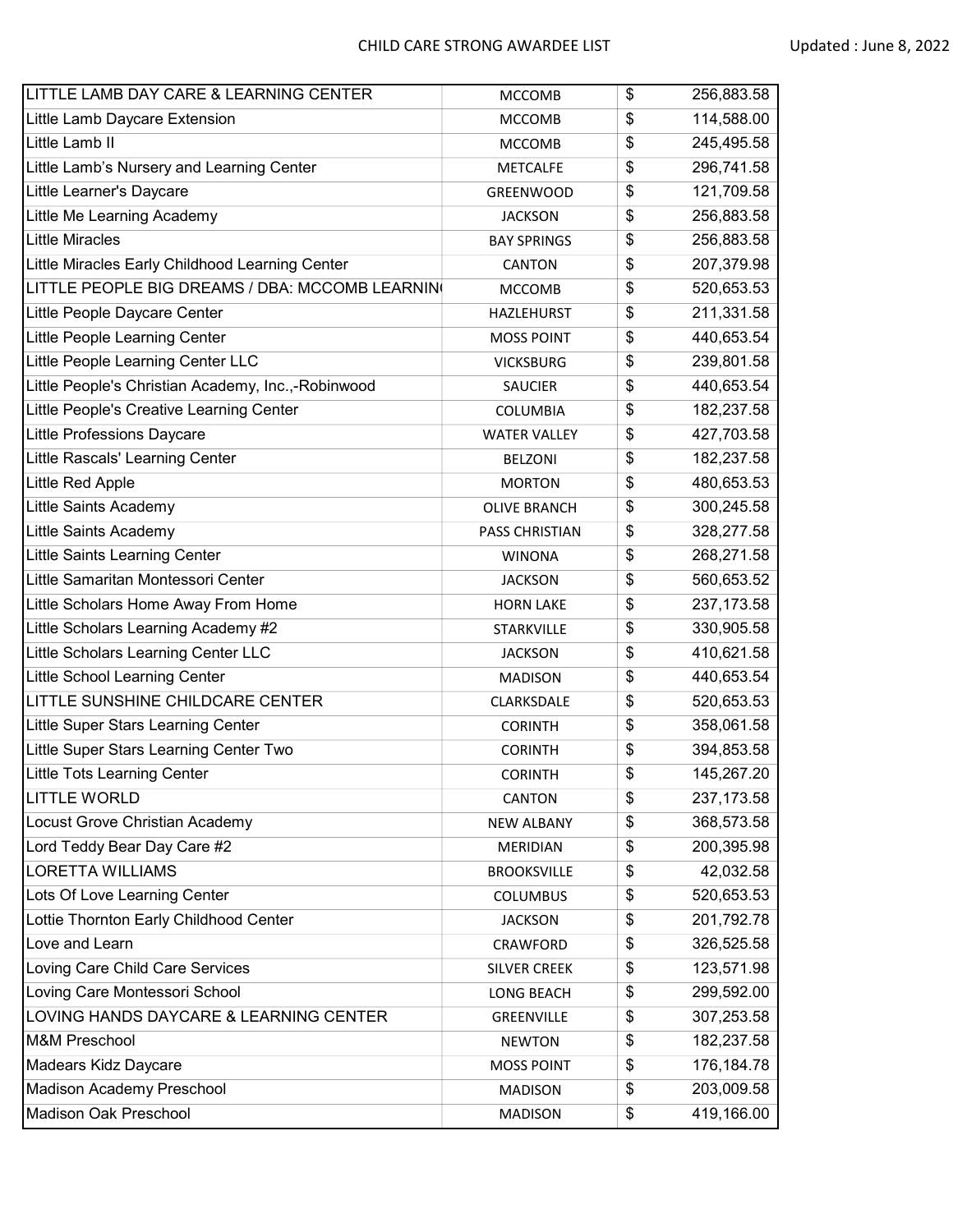| LITTLE LAMB DAY CARE & LEARNING CENTER | MCCOMB | $ | 256,883.58 |
|---|---|---|---|
| Little Lamb Daycare Extension | MCCOMB | $ | 114,588.00 |
| Little Lamb II | MCCOMB | $ | 245,495.58 |
| Little Lamb's Nursery and Learning Center | METCALFE | $ | 296,741.58 |
| Little Learner's Daycare | GREENWOOD | $ | 121,709.58 |
| Little Me Learning Academy | JACKSON | $ | 256,883.58 |
| Little Miracles | BAY SPRINGS | $ | 256,883.58 |
| Little Miracles Early Childhood Learning Center | CANTON | $ | 207,379.98 |
| LITTLE PEOPLE BIG DREAMS / DBA: MCCOMB LEARNIN | MCCOMB | $ | 520,653.53 |
| Little People Daycare Center | HAZLEHURST | $ | 211,331.58 |
| Little People Learning Center | MOSS POINT | $ | 440,653.54 |
| Little People Learning Center LLC | VICKSBURG | $ | 239,801.58 |
| Little People's Christian Academy, Inc.,-Robinwood | SAUCIER | $ | 440,653.54 |
| Little People's Creative Learning Center | COLUMBIA | $ | 182,237.58 |
| Little Professions Daycare | WATER VALLEY | $ | 427,703.58 |
| Little Rascals' Learning Center | BELZONI | $ | 182,237.58 |
| Little Red Apple | MORTON | $ | 480,653.53 |
| Little Saints Academy | OLIVE BRANCH | $ | 300,245.58 |
| Little Saints Academy | PASS CHRISTIAN | $ | 328,277.58 |
| Little Saints Learning Center | WINONA | $ | 268,271.58 |
| Little Samaritan Montessori Center | JACKSON | $ | 560,653.52 |
| Little Scholars Home Away From Home | HORN LAKE | $ | 237,173.58 |
| Little Scholars Learning Academy #2 | STARKVILLE | $ | 330,905.58 |
| Little Scholars Learning Center LLC | JACKSON | $ | 410,621.58 |
| Little School Learning Center | MADISON | $ | 440,653.54 |
| LITTLE SUNSHINE CHILDCARE CENTER | CLARKSDALE | $ | 520,653.53 |
| Little Super Stars Learning Center | CORINTH | $ | 358,061.58 |
| Little Super Stars Learning Center Two | CORINTH | $ | 394,853.58 |
| Little Tots Learning Center | CORINTH | $ | 145,267.20 |
| LITTLE WORLD | CANTON | $ | 237,173.58 |
| Locust Grove Christian Academy | NEW ALBANY | $ | 368,573.58 |
| Lord Teddy Bear Day Care #2 | MERIDIAN | $ | 200,395.98 |
| LORETTA WILLIAMS | BROOKSVILLE | $ | 42,032.58 |
| Lots Of Love Learning Center | COLUMBUS | $ | 520,653.53 |
| Lottie Thornton Early Childhood Center | JACKSON | $ | 201,792.78 |
| Love and Learn | CRAWFORD | $ | 326,525.58 |
| Loving Care Child Care Services | SILVER CREEK | $ | 123,571.98 |
| Loving Care Montessori School | LONG BEACH | $ | 299,592.00 |
| LOVING HANDS DAYCARE & LEARNING CENTER | GREENVILLE | $ | 307,253.58 |
| M&M Preschool | NEWTON | $ | 182,237.58 |
| Madears Kidz Daycare | MOSS POINT | $ | 176,184.78 |
| Madison Academy Preschool | MADISON | $ | 203,009.58 |
| Madison Oak Preschool | MADISON | $ | 419,166.00 |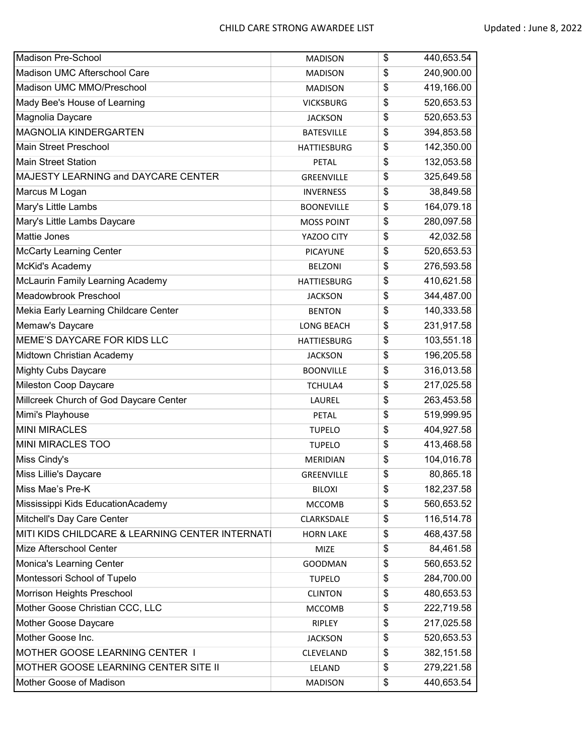| Madison Pre-School | MADISON | $ | 440,653.54 |
|---|---|---|---|
| Madison UMC Afterschool Care | MADISON | $ | 240,900.00 |
| Madison UMC MMO/Preschool | MADISON | $ | 419,166.00 |
| Mady Bee's House of Learning | VICKSBURG | $ | 520,653.53 |
| Magnolia Daycare | JACKSON | $ | 520,653.53 |
| MAGNOLIA KINDERGARTEN | BATESVILLE | $ | 394,853.58 |
| Main Street Preschool | HATTIESBURG | $ | 142,350.00 |
| Main Street Station | PETAL | $ | 132,053.58 |
| MAJESTY LEARNING and DAYCARE CENTER | GREENVILLE | $ | 325,649.58 |
| Marcus M Logan | INVERNESS | $ | 38,849.58 |
| Mary's Little Lambs | BOONEVILLE | $ | 164,079.18 |
| Mary's Little Lambs Daycare | MOSS POINT | $ | 280,097.58 |
| Mattie Jones | YAZOO CITY | $ | 42,032.58 |
| McCarty Learning Center | PICAYUNE | $ | 520,653.53 |
| McKid's Academy | BELZONI | $ | 276,593.58 |
| McLaurin Family Learning Academy | HATTIESBURG | $ | 410,621.58 |
| Meadowbrook Preschool | JACKSON | $ | 344,487.00 |
| Mekia Early Learning Childcare Center | BENTON | $ | 140,333.58 |
| Memaw's Daycare | LONG BEACH | $ | 231,917.58 |
| MEME'S DAYCARE FOR KIDS LLC | HATTIESBURG | $ | 103,551.18 |
| Midtown Christian Academy | JACKSON | $ | 196,205.58 |
| Mighty Cubs Daycare | BOONVILLE | $ | 316,013.58 |
| Mileston Coop Daycare | TCHULA4 | $ | 217,025.58 |
| Millcreek Church of God Daycare Center | LAUREL | $ | 263,453.58 |
| Mimi's Playhouse | PETAL | $ | 519,999.95 |
| MINI MIRACLES | TUPELO | $ | 404,927.58 |
| MINI MIRACLES TOO | TUPELO | $ | 413,468.58 |
| Miss Cindy's | MERIDIAN | $ | 104,016.78 |
| Miss Lillie's Daycare | GREENVILLE | $ | 80,865.18 |
| Miss Mae's Pre-K | BILOXI | $ | 182,237.58 |
| Mississippi Kids EducationAcademy | MCCOMB | $ | 560,653.52 |
| Mitchell's Day Care Center | CLARKSDALE | $ | 116,514.78 |
| MITI KIDS CHILDCARE & LEARNING CENTER INTERNATI | HORN LAKE | $ | 468,437.58 |
| Mize Afterschool Center | MIZE | $ | 84,461.58 |
| Monica's Learning Center | GOODMAN | $ | 560,653.52 |
| Montessori School of Tupelo | TUPELO | $ | 284,700.00 |
| Morrison Heights Preschool | CLINTON | $ | 480,653.53 |
| Mother Goose Christian CCC, LLC | MCCOMB | $ | 222,719.58 |
| Mother Goose Daycare | RIPLEY | $ | 217,025.58 |
| Mother Goose Inc. | JACKSON | $ | 520,653.53 |
| MOTHER GOOSE LEARNING CENTER I | CLEVELAND | $ | 382,151.58 |
| MOTHER GOOSE LEARNING CENTER SITE II | LELAND | $ | 279,221.58 |
| Mother Goose of Madison | MADISON | $ | 440,653.54 |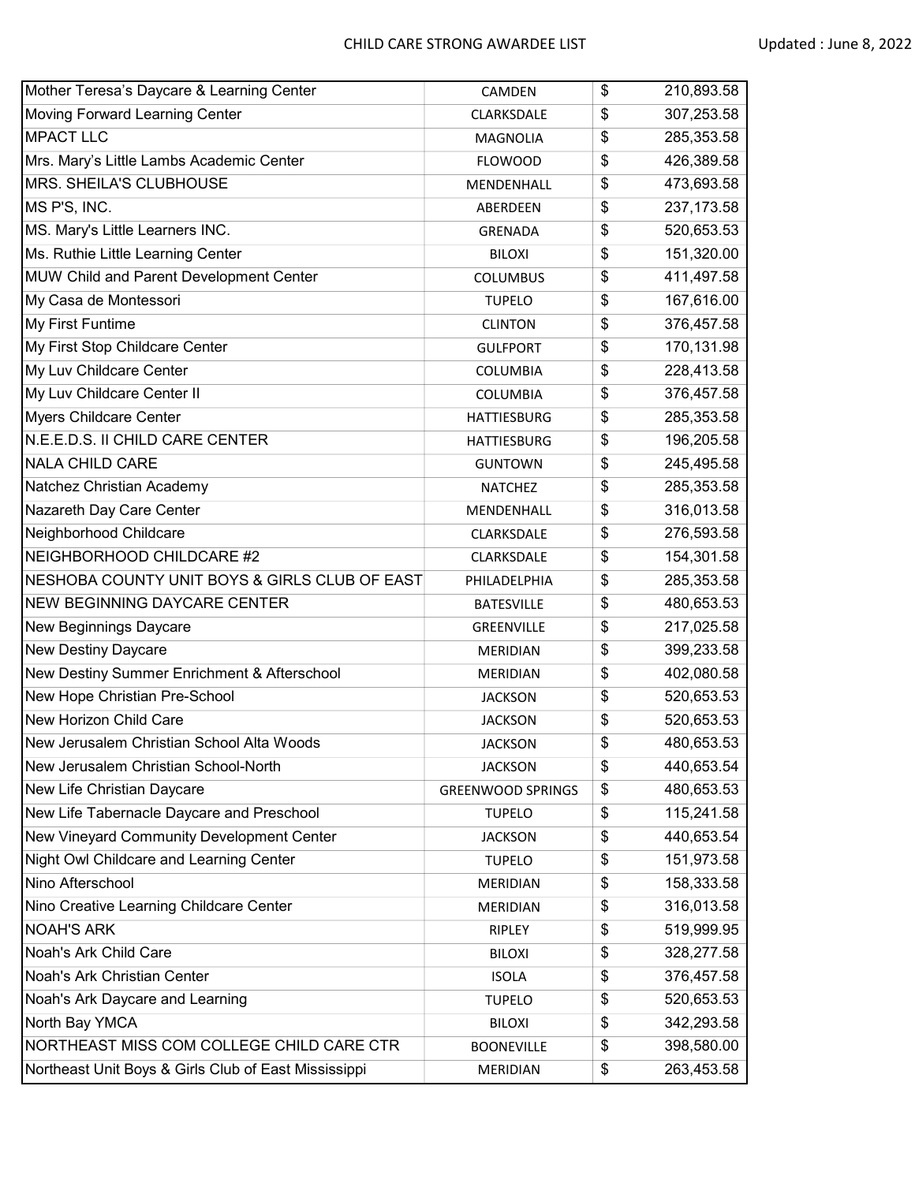| | | | |
|---|---|---|---|
| Mother Teresa's Daycare & Learning Center | CAMDEN | $ | 210,893.58 |
| Moving Forward Learning Center | CLARKSDALE | $ | 307,253.58 |
| MPACT LLC | MAGNOLIA | $ | 285,353.58 |
| Mrs. Mary's Little Lambs Academic Center | FLOWOOD | $ | 426,389.58 |
| MRS. SHEILA'S CLUBHOUSE | MENDENHALL | $ | 473,693.58 |
| MS P'S, INC. | ABERDEEN | $ | 237,173.58 |
| MS. Mary's Little Learners INC. | GRENADA | $ | 520,653.53 |
| Ms. Ruthie Little Learning Center | BILOXI | $ | 151,320.00 |
| MUW Child and Parent Development Center | COLUMBUS | $ | 411,497.58 |
| My Casa de Montessori | TUPELO | $ | 167,616.00 |
| My First Funtime | CLINTON | $ | 376,457.58 |
| My First Stop Childcare Center | GULFPORT | $ | 170,131.98 |
| My Luv Childcare Center | COLUMBIA | $ | 228,413.58 |
| My Luv Childcare Center II | COLUMBIA | $ | 376,457.58 |
| Myers Childcare Center | HATTIESBURG | $ | 285,353.58 |
| N.E.E.D.S. II CHILD CARE CENTER | HATTIESBURG | $ | 196,205.58 |
| NALA CHILD CARE | GUNTOWN | $ | 245,495.58 |
| Natchez Christian Academy | NATCHEZ | $ | 285,353.58 |
| Nazareth Day Care Center | MENDENHALL | $ | 316,013.58 |
| Neighborhood Childcare | CLARKSDALE | $ | 276,593.58 |
| NEIGHBORHOOD CHILDCARE #2 | CLARKSDALE | $ | 154,301.58 |
| NESHOBA COUNTY UNIT BOYS & GIRLS CLUB OF EAST | PHILADELPHIA | $ | 285,353.58 |
| NEW BEGINNING DAYCARE CENTER | BATESVILLE | $ | 480,653.53 |
| New Beginnings Daycare | GREENVILLE | $ | 217,025.58 |
| New Destiny Daycare | MERIDIAN | $ | 399,233.58 |
| New Destiny Summer Enrichment & Afterschool | MERIDIAN | $ | 402,080.58 |
| New Hope Christian Pre-School | JACKSON | $ | 520,653.53 |
| New Horizon Child Care | JACKSON | $ | 520,653.53 |
| New Jerusalem Christian School Alta Woods | JACKSON | $ | 480,653.53 |
| New Jerusalem Christian School-North | JACKSON | $ | 440,653.54 |
| New Life Christian Daycare | GREENWOOD SPRINGS | $ | 480,653.53 |
| New Life Tabernacle Daycare and Preschool | TUPELO | $ | 115,241.58 |
| New Vineyard Community Development Center | JACKSON | $ | 440,653.54 |
| Night Owl Childcare and Learning Center | TUPELO | $ | 151,973.58 |
| Nino Afterschool | MERIDIAN | $ | 158,333.58 |
| Nino Creative Learning Childcare Center | MERIDIAN | $ | 316,013.58 |
| NOAH'S ARK | RIPLEY | $ | 519,999.95 |
| Noah's Ark Child Care | BILOXI | $ | 328,277.58 |
| Noah's Ark Christian Center | ISOLA | $ | 376,457.58 |
| Noah's Ark Daycare and Learning | TUPELO | $ | 520,653.53 |
| North Bay YMCA | BILOXI | $ | 342,293.58 |
| NORTHEAST MISS COM COLLEGE CHILD CARE CTR | BOONEVILLE | $ | 398,580.00 |
| Northeast Unit Boys & Girls Club of East Mississippi | MERIDIAN | $ | 263,453.58 |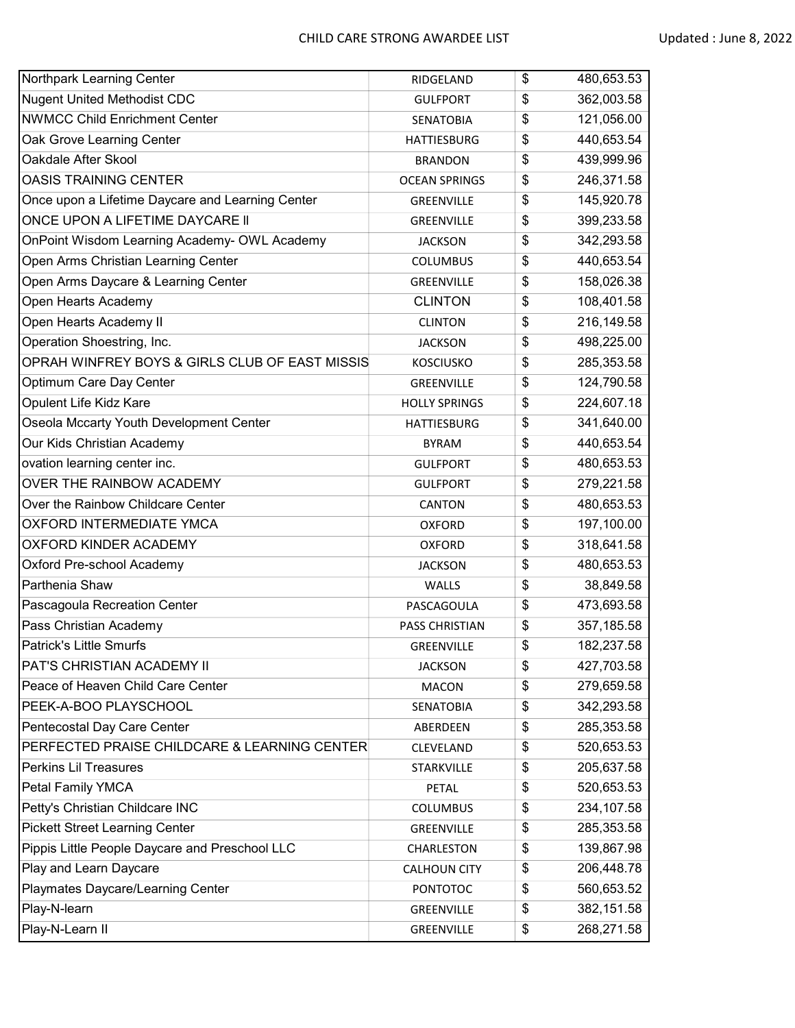| Northpark Learning Center | RIDGELAND | $ | 480,653.53 |
|---|---|---|---|
| Nugent United Methodist CDC | GULFPORT | $ | 362,003.58 |
| NWMCC Child Enrichment Center | SENATOBIA | $ | 121,056.00 |
| Oak Grove Learning Center | HATTIESBURG | $ | 440,653.54 |
| Oakdale After Skool | BRANDON | $ | 439,999.96 |
| OASIS TRAINING CENTER | OCEAN SPRINGS | $ | 246,371.58 |
| Once upon a Lifetime Daycare and Learning Center | GREENVILLE | $ | 145,920.78 |
| ONCE UPON A LIFETIME DAYCARE ll | GREENVILLE | $ | 399,233.58 |
| OnPoint Wisdom Learning Academy- OWL Academy | JACKSON | $ | 342,293.58 |
| Open Arms Christian Learning Center | COLUMBUS | $ | 440,653.54 |
| Open Arms Daycare & Learning Center | GREENVILLE | $ | 158,026.38 |
| Open Hearts Academy | CLINTON | $ | 108,401.58 |
| Open Hearts Academy II | CLINTON | $ | 216,149.58 |
| Operation Shoestring, Inc. | JACKSON | $ | 498,225.00 |
| OPRAH WINFREY BOYS & GIRLS CLUB OF EAST MISSIS | KOSCIUSKO | $ | 285,353.58 |
| Optimum Care Day Center | GREENVILLE | $ | 124,790.58 |
| Opulent Life Kidz Kare | HOLLY SPRINGS | $ | 224,607.18 |
| Oseola Mccarty Youth Development Center | HATTIESBURG | $ | 341,640.00 |
| Our Kids Christian Academy | BYRAM | $ | 440,653.54 |
| ovation learning center inc. | GULFPORT | $ | 480,653.53 |
| OVER THE RAINBOW ACADEMY | GULFPORT | $ | 279,221.58 |
| Over the Rainbow Childcare Center | CANTON | $ | 480,653.53 |
| OXFORD INTERMEDIATE YMCA | OXFORD | $ | 197,100.00 |
| OXFORD KINDER ACADEMY | OXFORD | $ | 318,641.58 |
| Oxford Pre-school Academy | JACKSON | $ | 480,653.53 |
| Parthenia Shaw | WALLS | $ | 38,849.58 |
| Pascagoula Recreation Center | PASCAGOULA | $ | 473,693.58 |
| Pass Christian Academy | PASS CHRISTIAN | $ | 357,185.58 |
| Patrick's Little Smurfs | GREENVILLE | $ | 182,237.58 |
| PAT'S CHRISTIAN ACADEMY II | JACKSON | $ | 427,703.58 |
| Peace of Heaven Child Care Center | MACON | $ | 279,659.58 |
| PEEK-A-BOO PLAYSCHOOL | SENATOBIA | $ | 342,293.58 |
| Pentecostal Day Care Center | ABERDEEN | $ | 285,353.58 |
| PERFECTED PRAISE CHILDCARE & LEARNING CENTER | CLEVELAND | $ | 520,653.53 |
| Perkins Lil Treasures | STARKVILLE | $ | 205,637.58 |
| Petal Family YMCA | PETAL | $ | 520,653.53 |
| Petty's Christian Childcare INC | COLUMBUS | $ | 234,107.58 |
| Pickett Street Learning Center | GREENVILLE | $ | 285,353.58 |
| Pippis Little People Daycare and Preschool LLC | CHARLESTON | $ | 139,867.98 |
| Play and Learn Daycare | CALHOUN CITY | $ | 206,448.78 |
| Playmates Daycare/Learning Center | PONTOTOC | $ | 560,653.52 |
| Play-N-learn | GREENVILLE | $ | 382,151.58 |
| Play-N-Learn II | GREENVILLE | $ | 268,271.58 |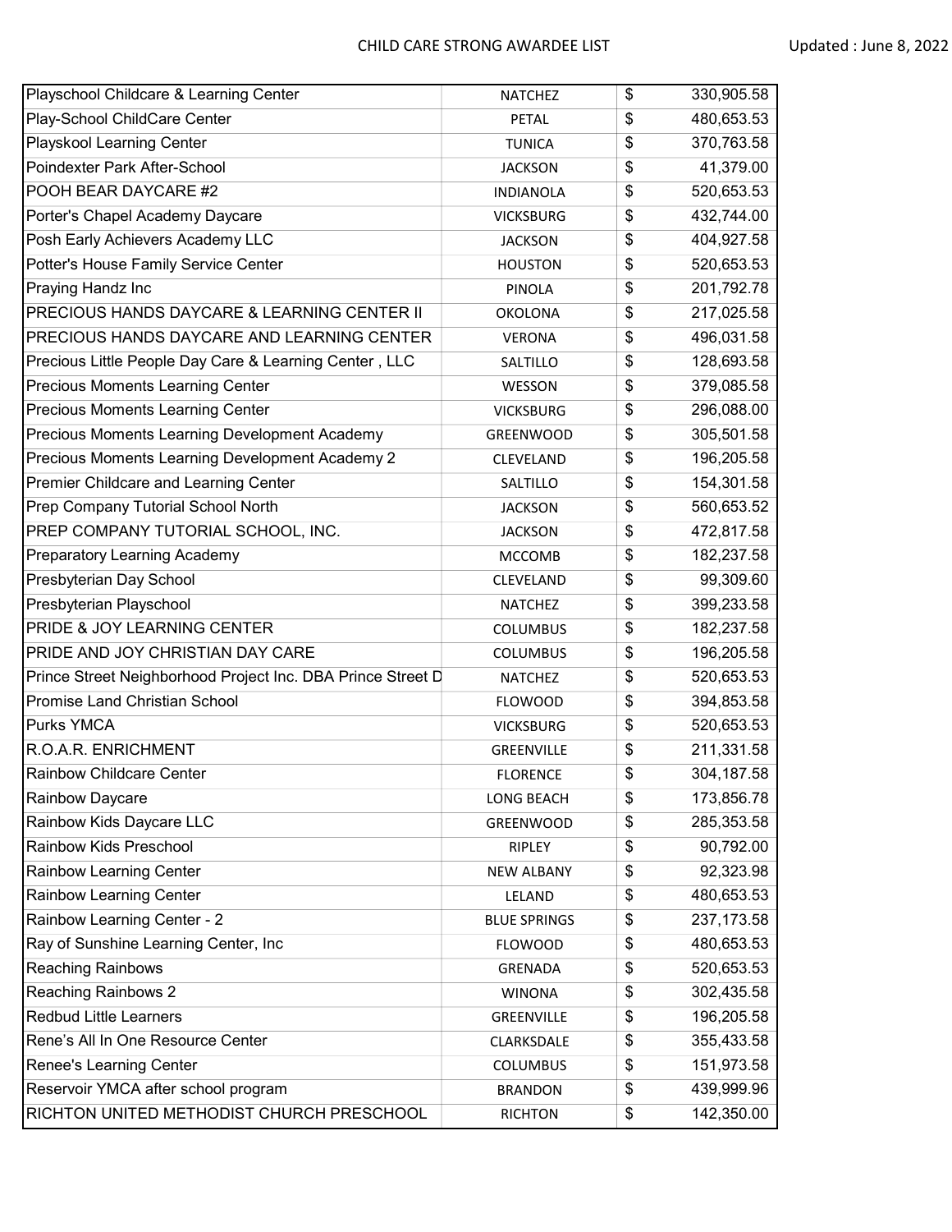| Name | City | | Amount |
|---|---|---|---|
| Playschool Childcare & Learning Center | NATCHEZ | $ | 330,905.58 |
| Play-School ChildCare Center | PETAL | $ | 480,653.53 |
| Playskool Learning Center | TUNICA | $ | 370,763.58 |
| Poindexter Park After-School | JACKSON | $ | 41,379.00 |
| POOH BEAR DAYCARE #2 | INDIANOLA | $ | 520,653.53 |
| Porter's Chapel Academy Daycare | VICKSBURG | $ | 432,744.00 |
| Posh Early Achievers Academy LLC | JACKSON | $ | 404,927.58 |
| Potter's House Family Service Center | HOUSTON | $ | 520,653.53 |
| Praying Handz Inc | PINOLA | $ | 201,792.78 |
| PRECIOUS HANDS DAYCARE & LEARNING CENTER II | OKOLONA | $ | 217,025.58 |
| PRECIOUS HANDS DAYCARE AND LEARNING CENTER | VERONA | $ | 496,031.58 |
| Precious Little People Day Care & Learning Center , LLC | SALTILLO | $ | 128,693.58 |
| Precious Moments Learning Center | WESSON | $ | 379,085.58 |
| Precious Moments Learning Center | VICKSBURG | $ | 296,088.00 |
| Precious Moments Learning Development Academy | GREENWOOD | $ | 305,501.58 |
| Precious Moments Learning Development Academy 2 | CLEVELAND | $ | 196,205.58 |
| Premier Childcare and Learning Center | SALTILLO | $ | 154,301.58 |
| Prep Company Tutorial School North | JACKSON | $ | 560,653.52 |
| PREP COMPANY TUTORIAL SCHOOL, INC. | JACKSON | $ | 472,817.58 |
| Preparatory Learning Academy | MCCOMB | $ | 182,237.58 |
| Presbyterian Day School | CLEVELAND | $ | 99,309.60 |
| Presbyterian Playschool | NATCHEZ | $ | 399,233.58 |
| PRIDE & JOY LEARNING CENTER | COLUMBUS | $ | 182,237.58 |
| PRIDE AND JOY CHRISTIAN DAY CARE | COLUMBUS | $ | 196,205.58 |
| Prince Street Neighborhood Project Inc. DBA Prince Street D | NATCHEZ | $ | 520,653.53 |
| Promise Land Christian School | FLOWOOD | $ | 394,853.58 |
| Purks YMCA | VICKSBURG | $ | 520,653.53 |
| R.O.A.R. ENRICHMENT | GREENVILLE | $ | 211,331.58 |
| Rainbow Childcare Center | FLORENCE | $ | 304,187.58 |
| Rainbow Daycare | LONG BEACH | $ | 173,856.78 |
| Rainbow Kids Daycare LLC | GREENWOOD | $ | 285,353.58 |
| Rainbow Kids Preschool | RIPLEY | $ | 90,792.00 |
| Rainbow Learning Center | NEW ALBANY | $ | 92,323.98 |
| Rainbow Learning Center | LELAND | $ | 480,653.53 |
| Rainbow Learning Center - 2 | BLUE SPRINGS | $ | 237,173.58 |
| Ray of Sunshine Learning Center, Inc | FLOWOOD | $ | 480,653.53 |
| Reaching Rainbows | GRENADA | $ | 520,653.53 |
| Reaching Rainbows 2 | WINONA | $ | 302,435.58 |
| Redbud Little Learners | GREENVILLE | $ | 196,205.58 |
| Rene's All In One Resource Center | CLARKSDALE | $ | 355,433.58 |
| Renee's Learning Center | COLUMBUS | $ | 151,973.58 |
| Reservoir YMCA after school program | BRANDON | $ | 439,999.96 |
| RICHTON UNITED METHODIST CHURCH PRESCHOOL | RICHTON | $ | 142,350.00 |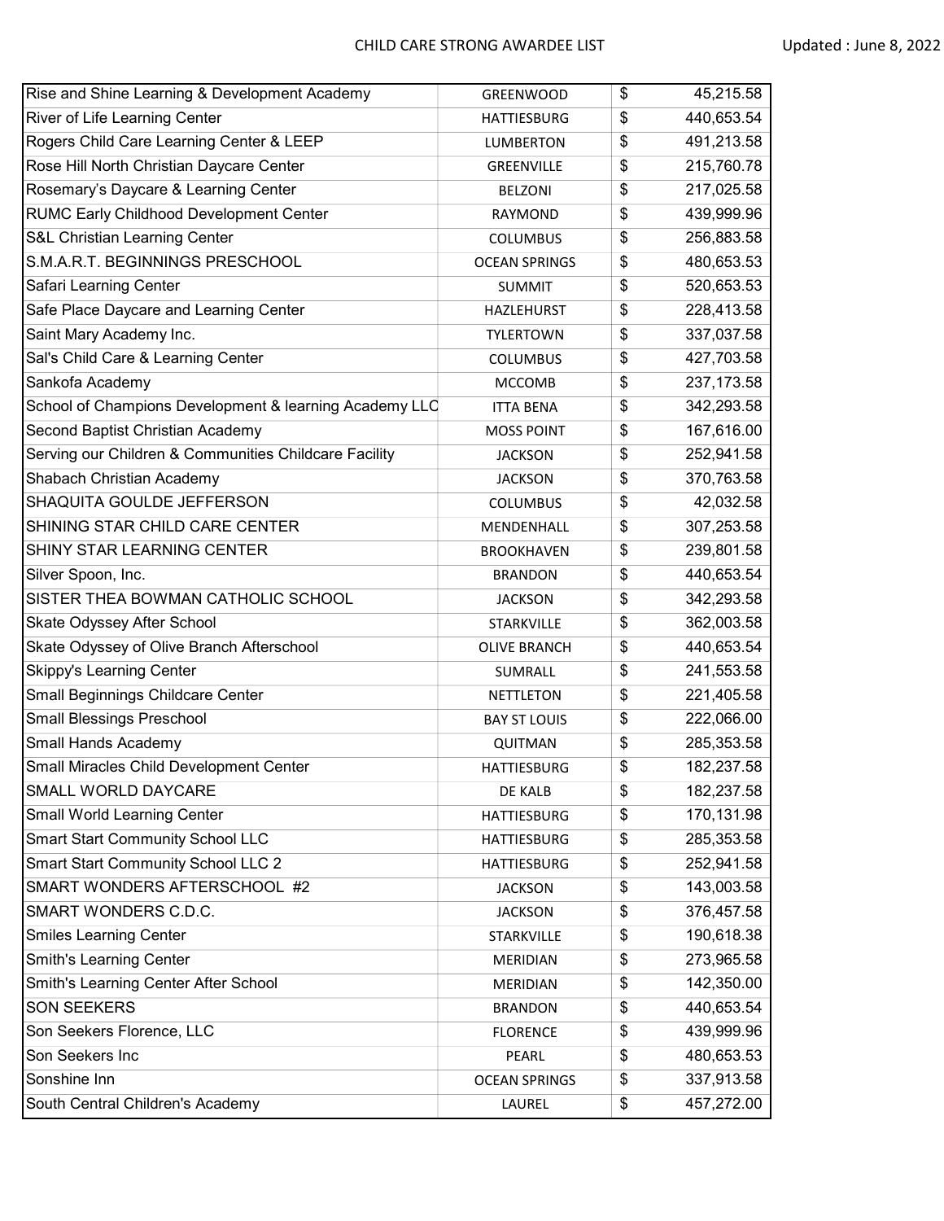| Rise and Shine Learning & Development Academy | GREENWOOD | $ | 45,215.58 |
|---|---|---|---|
| River of Life Learning Center | HATTIESBURG | $ | 440,653.54 |
| Rogers Child Care Learning Center & LEEP | LUMBERTON | $ | 491,213.58 |
| Rose Hill North Christian Daycare Center | GREENVILLE | $ | 215,760.78 |
| Rosemary's Daycare & Learning Center | BELZONI | $ | 217,025.58 |
| RUMC Early Childhood Development Center | RAYMOND | $ | 439,999.96 |
| S&L Christian Learning Center | COLUMBUS | $ | 256,883.58 |
| S.M.A.R.T. BEGINNINGS PRESCHOOL | OCEAN SPRINGS | $ | 480,653.53 |
| Safari Learning Center | SUMMIT | $ | 520,653.53 |
| Safe Place Daycare and Learning Center | HAZLEHURST | $ | 228,413.58 |
| Saint Mary Academy Inc. | TYLERTOWN | $ | 337,037.58 |
| Sal's Child Care & Learning Center | COLUMBUS | $ | 427,703.58 |
| Sankofa Academy | MCCOMB | $ | 237,173.58 |
| School of Champions Development & learning Academy LLC | ITTA BENA | $ | 342,293.58 |
| Second Baptist Christian Academy | MOSS POINT | $ | 167,616.00 |
| Serving our Children & Communities Childcare Facility | JACKSON | $ | 252,941.58 |
| Shabach Christian Academy | JACKSON | $ | 370,763.58 |
| SHAQUITA GOULDE JEFFERSON | COLUMBUS | $ | 42,032.58 |
| SHINING STAR CHILD CARE CENTER | MENDENHALL | $ | 307,253.58 |
| SHINY STAR LEARNING CENTER | BROOKHAVEN | $ | 239,801.58 |
| Silver Spoon, Inc. | BRANDON | $ | 440,653.54 |
| SISTER THEA BOWMAN CATHOLIC SCHOOL | JACKSON | $ | 342,293.58 |
| Skate Odyssey After School | STARKVILLE | $ | 362,003.58 |
| Skate Odyssey of Olive Branch Afterschool | OLIVE BRANCH | $ | 440,653.54 |
| Skippy's Learning Center | SUMRALL | $ | 241,553.58 |
| Small Beginnings Childcare Center | NETTLETON | $ | 221,405.58 |
| Small Blessings Preschool | BAY ST LOUIS | $ | 222,066.00 |
| Small Hands Academy | QUITMAN | $ | 285,353.58 |
| Small Miracles Child Development Center | HATTIESBURG | $ | 182,237.58 |
| SMALL WORLD DAYCARE | DE KALB | $ | 182,237.58 |
| Small World Learning Center | HATTIESBURG | $ | 170,131.98 |
| Smart Start Community School LLC | HATTIESBURG | $ | 285,353.58 |
| Smart Start Community School LLC 2 | HATTIESBURG | $ | 252,941.58 |
| SMART WONDERS AFTERSCHOOL #2 | JACKSON | $ | 143,003.58 |
| SMART WONDERS C.D.C. | JACKSON | $ | 376,457.58 |
| Smiles Learning Center | STARKVILLE | $ | 190,618.38 |
| Smith's Learning Center | MERIDIAN | $ | 273,965.58 |
| Smith's Learning Center After School | MERIDIAN | $ | 142,350.00 |
| SON SEEKERS | BRANDON | $ | 440,653.54 |
| Son Seekers Florence, LLC | FLORENCE | $ | 439,999.96 |
| Son Seekers Inc | PEARL | $ | 480,653.53 |
| Sonshine Inn | OCEAN SPRINGS | $ | 337,913.58 |
| South Central Children's Academy | LAUREL | $ | 457,272.00 |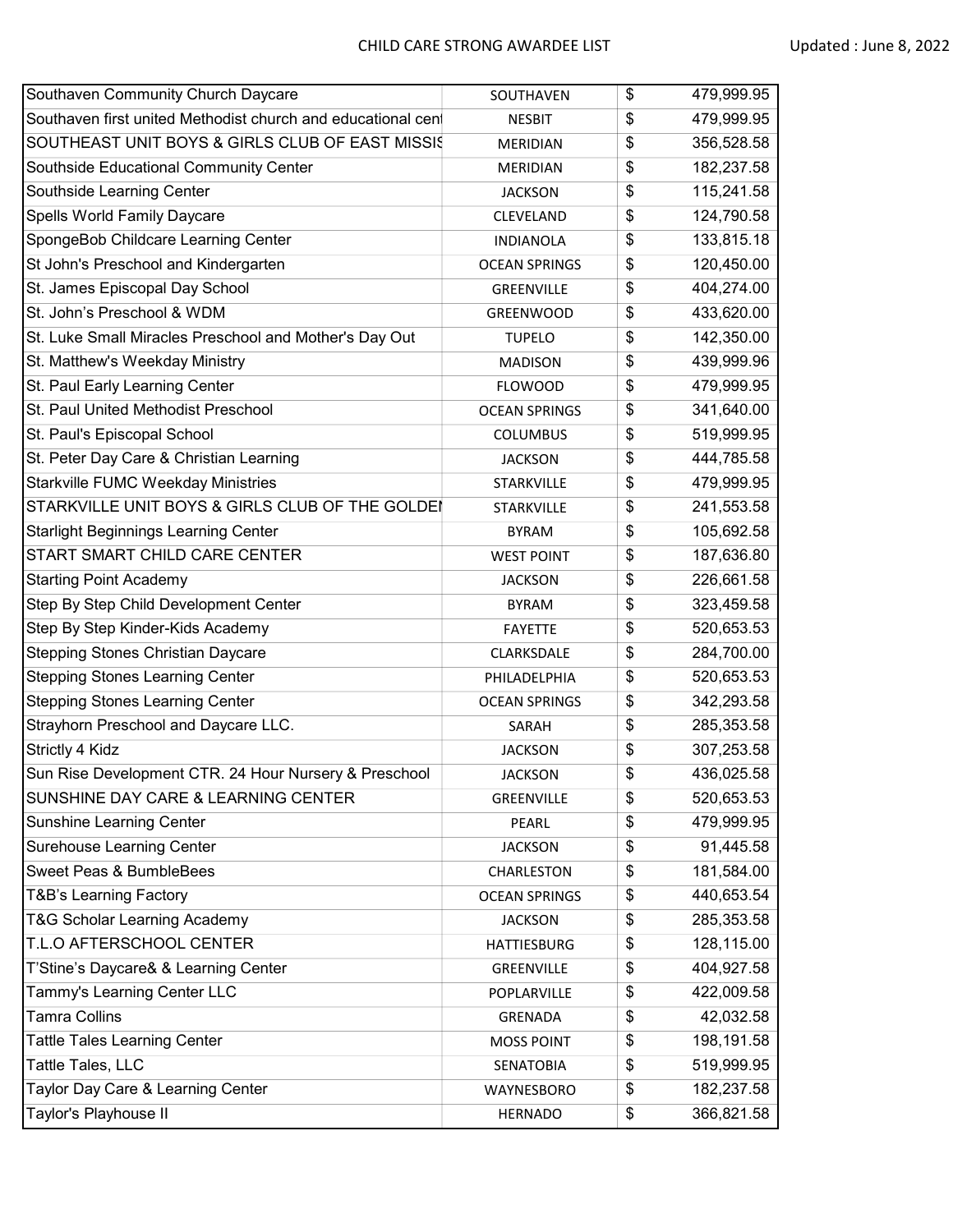# CHILD CARE STRONG AWARDEE LIST

Updated : June 8, 2022

| | | | |
|---|---|---|---|
| Southaven Community Church Daycare | SOUTHAVEN | $ | 479,999.95 |
| Southaven first united Methodist church and educational cent | NESBIT | $ | 479,999.95 |
| SOUTHEAST UNIT BOYS & GIRLS CLUB OF EAST MISSIS | MERIDIAN | $ | 356,528.58 |
| Southside Educational Community Center | MERIDIAN | $ | 182,237.58 |
| Southside Learning Center | JACKSON | $ | 115,241.58 |
| Spells World Family Daycare | CLEVELAND | $ | 124,790.58 |
| SpongeBob Childcare Learning Center | INDIANOLA | $ | 133,815.18 |
| St John's Preschool and Kindergarten | OCEAN SPRINGS | $ | 120,450.00 |
| St. James Episcopal Day School | GREENVILLE | $ | 404,274.00 |
| St. John's Preschool & WDM | GREENWOOD | $ | 433,620.00 |
| St. Luke Small Miracles Preschool and Mother's Day Out | TUPELO | $ | 142,350.00 |
| St. Matthew's Weekday Ministry | MADISON | $ | 439,999.96 |
| St. Paul Early Learning Center | FLOWOOD | $ | 479,999.95 |
| St. Paul United Methodist Preschool | OCEAN SPRINGS | $ | 341,640.00 |
| St. Paul's Episcopal School | COLUMBUS | $ | 519,999.95 |
| St. Peter Day Care & Christian Learning | JACKSON | $ | 444,785.58 |
| Starkville FUMC Weekday Ministries | STARKVILLE | $ | 479,999.95 |
| STARKVILLE UNIT BOYS & GIRLS CLUB OF THE GOLDEI | STARKVILLE | $ | 241,553.58 |
| Starlight Beginnings Learning Center | BYRAM | $ | 105,692.58 |
| START SMART CHILD CARE CENTER | WEST POINT | $ | 187,636.80 |
| Starting Point Academy | JACKSON | $ | 226,661.58 |
| Step By Step Child Development Center | BYRAM | $ | 323,459.58 |
| Step By Step Kinder-Kids Academy | FAYETTE | $ | 520,653.53 |
| Stepping Stones Christian Daycare | CLARKSDALE | $ | 284,700.00 |
| Stepping Stones Learning Center | PHILADELPHIA | $ | 520,653.53 |
| Stepping Stones Learning Center | OCEAN SPRINGS | $ | 342,293.58 |
| Strayhorn Preschool and Daycare LLC. | SARAH | $ | 285,353.58 |
| Strictly 4 Kidz | JACKSON | $ | 307,253.58 |
| Sun Rise Development CTR. 24 Hour Nursery & Preschool | JACKSON | $ | 436,025.58 |
| SUNSHINE DAY CARE & LEARNING CENTER | GREENVILLE | $ | 520,653.53 |
| Sunshine Learning Center | PEARL | $ | 479,999.95 |
| Surehouse Learning Center | JACKSON | $ | 91,445.58 |
| Sweet Peas & BumbleBees | CHARLESTON | $ | 181,584.00 |
| T&B's Learning Factory | OCEAN SPRINGS | $ | 440,653.54 |
| T&G Scholar Learning Academy | JACKSON | $ | 285,353.58 |
| T.L.O AFTERSCHOOL CENTER | HATTIESBURG | $ | 128,115.00 |
| T'Stine's Daycare& & Learning Center | GREENVILLE | $ | 404,927.58 |
| Tammy's Learning Center LLC | POPLARVILLE | $ | 422,009.58 |
| Tamra Collins | GRENADA | $ | 42,032.58 |
| Tattle Tales Learning Center | MOSS POINT | $ | 198,191.58 |
| Tattle Tales, LLC | SENATOBIA | $ | 519,999.95 |
| Taylor Day Care & Learning Center | WAYNESBORO | $ | 182,237.58 |
| Taylor's Playhouse II | HERNADO | $ | 366,821.58 |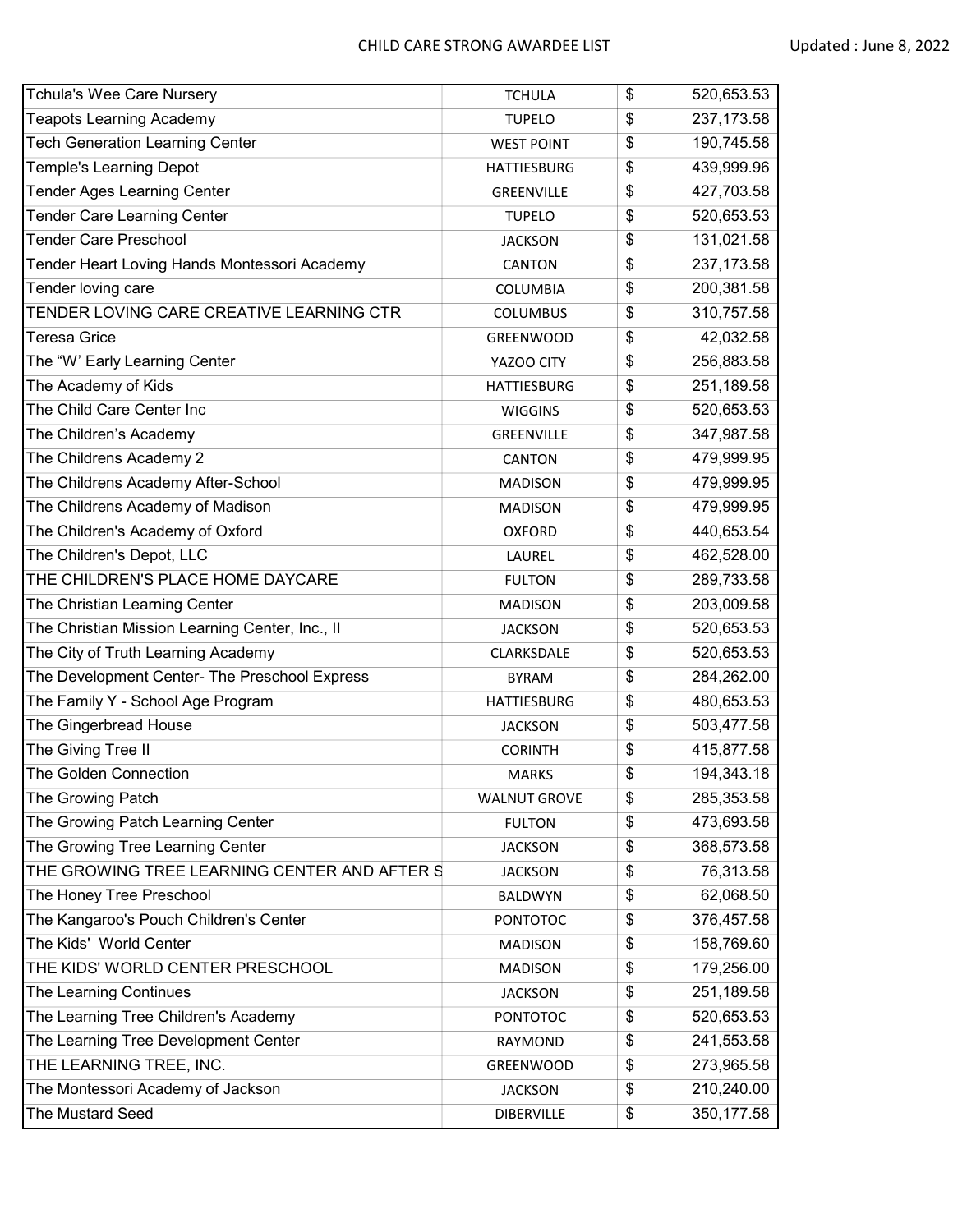| | | | |
|---|---|---|---|
| Tchula's Wee Care Nursery | TCHULA | $ | 520,653.53 |
| Teapots Learning Academy | TUPELO | $ | 237,173.58 |
| Tech Generation Learning Center | WEST POINT | $ | 190,745.58 |
| Temple's Learning Depot | HATTIESBURG | $ | 439,999.96 |
| Tender Ages Learning Center | GREENVILLE | $ | 427,703.58 |
| Tender Care Learning Center | TUPELO | $ | 520,653.53 |
| Tender Care Preschool | JACKSON | $ | 131,021.58 |
| Tender Heart Loving Hands Montessori Academy | CANTON | $ | 237,173.58 |
| Tender loving care | COLUMBIA | $ | 200,381.58 |
| TENDER LOVING CARE CREATIVE LEARNING CTR | COLUMBUS | $ | 310,757.58 |
| Teresa Grice | GREENWOOD | $ | 42,032.58 |
| The "W' Early Learning Center | YAZOO CITY | $ | 256,883.58 |
| The Academy of Kids | HATTIESBURG | $ | 251,189.58 |
| The Child Care Center Inc | WIGGINS | $ | 520,653.53 |
| The Children's Academy | GREENVILLE | $ | 347,987.58 |
| The Childrens Academy 2 | CANTON | $ | 479,999.95 |
| The Childrens Academy After-School | MADISON | $ | 479,999.95 |
| The Childrens Academy of Madison | MADISON | $ | 479,999.95 |
| The Children's Academy of Oxford | OXFORD | $ | 440,653.54 |
| The Children's Depot, LLC | LAUREL | $ | 462,528.00 |
| THE CHILDREN'S PLACE HOME DAYCARE | FULTON | $ | 289,733.58 |
| The Christian Learning Center | MADISON | $ | 203,009.58 |
| The Christian Mission Learning Center, Inc., II | JACKSON | $ | 520,653.53 |
| The City of Truth Learning Academy | CLARKSDALE | $ | 520,653.53 |
| The Development Center- The Preschool Express | BYRAM | $ | 284,262.00 |
| The Family Y - School Age Program | HATTIESBURG | $ | 480,653.53 |
| The Gingerbread House | JACKSON | $ | 503,477.58 |
| The Giving Tree II | CORINTH | $ | 415,877.58 |
| The Golden Connection | MARKS | $ | 194,343.18 |
| The Growing Patch | WALNUT GROVE | $ | 285,353.58 |
| The Growing Patch Learning Center | FULTON | $ | 473,693.58 |
| The Growing Tree Learning Center | JACKSON | $ | 368,573.58 |
| THE GROWING TREE LEARNING CENTER AND AFTER S | JACKSON | $ | 76,313.58 |
| The Honey Tree Preschool | BALDWYN | $ | 62,068.50 |
| The Kangaroo's Pouch Children's Center | PONTOTOC | $ | 376,457.58 |
| The Kids' World Center | MADISON | $ | 158,769.60 |
| THE KIDS' WORLD CENTER PRESCHOOL | MADISON | $ | 179,256.00 |
| The Learning Continues | JACKSON | $ | 251,189.58 |
| The Learning Tree Children's Academy | PONTOTOC | $ | 520,653.53 |
| The Learning Tree Development Center | RAYMOND | $ | 241,553.58 |
| THE LEARNING TREE, INC. | GREENWOOD | $ | 273,965.58 |
| The Montessori Academy of Jackson | JACKSON | $ | 210,240.00 |
| The Mustard Seed | DIBERVILLE | $ | 350,177.58 |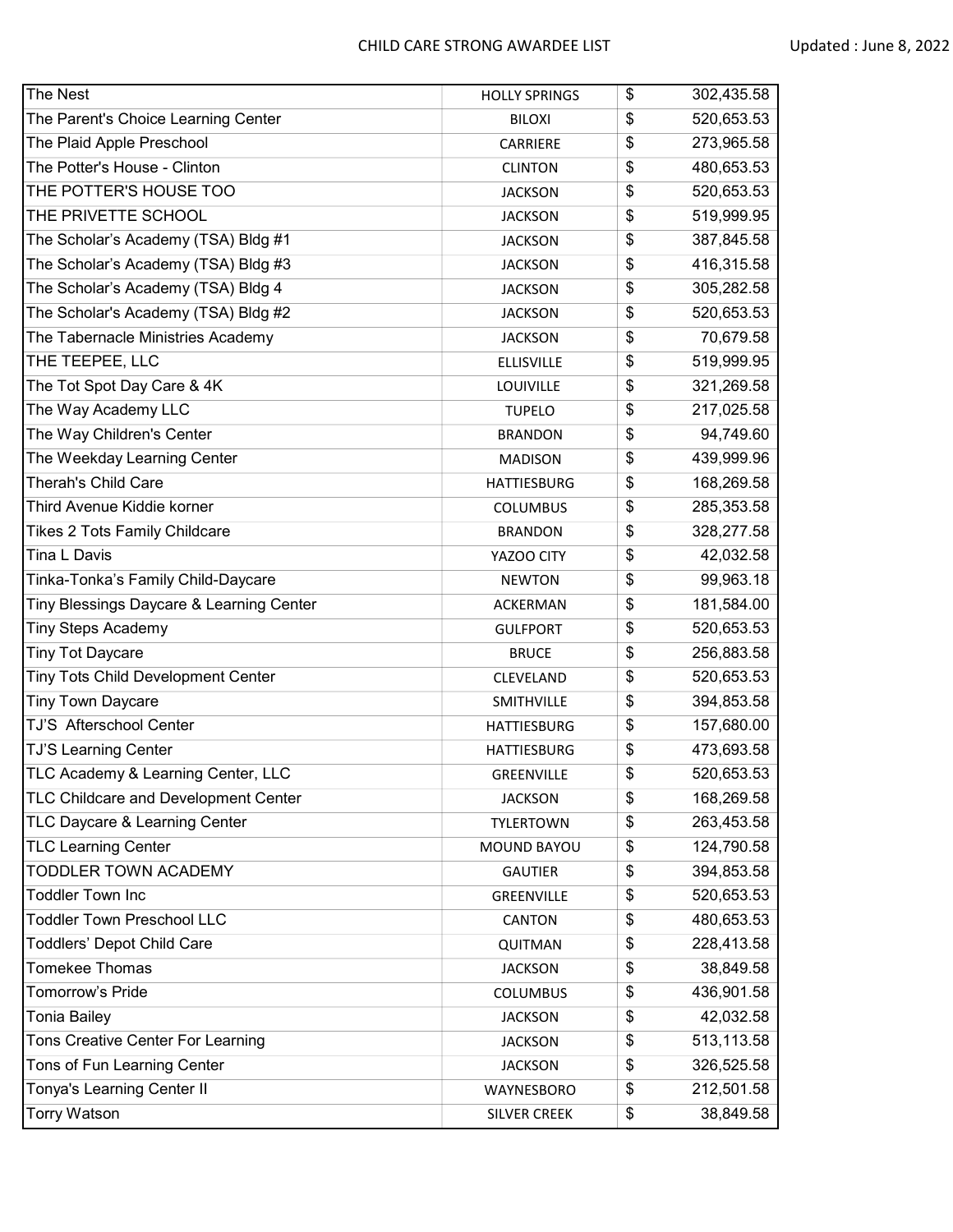CHILD CARE STRONG AWARDEE LIST

Updated : June 8, 2022

| | | | |
|---|---|---|---|
| The Nest | HOLLY SPRINGS | $ | 302,435.58 |
| The Parent's Choice Learning Center | BILOXI | $ | 520,653.53 |
| The Plaid Apple Preschool | CARRIERE | $ | 273,965.58 |
| The Potter's House - Clinton | CLINTON | $ | 480,653.53 |
| THE POTTER'S HOUSE TOO | JACKSON | $ | 520,653.53 |
| THE PRIVETTE SCHOOL | JACKSON | $ | 519,999.95 |
| The Scholar's Academy (TSA) Bldg #1 | JACKSON | $ | 387,845.58 |
| The Scholar's Academy (TSA) Bldg #3 | JACKSON | $ | 416,315.58 |
| The Scholar's Academy (TSA) Bldg 4 | JACKSON | $ | 305,282.58 |
| The Scholar's Academy (TSA) Bldg #2 | JACKSON | $ | 520,653.53 |
| The Tabernacle Ministries Academy | JACKSON | $ | 70,679.58 |
| THE TEEPEE, LLC | ELLISVILLE | $ | 519,999.95 |
| The Tot Spot Day Care & 4K | LOUIVILLE | $ | 321,269.58 |
| The Way Academy LLC | TUPELO | $ | 217,025.58 |
| The Way Children's Center | BRANDON | $ | 94,749.60 |
| The Weekday Learning Center | MADISON | $ | 439,999.96 |
| Therah's Child Care | HATTIESBURG | $ | 168,269.58 |
| Third Avenue Kiddie korner | COLUMBUS | $ | 285,353.58 |
| Tikes 2 Tots Family Childcare | BRANDON | $ | 328,277.58 |
| Tina L Davis | YAZOO CITY | $ | 42,032.58 |
| Tinka-Tonka's Family Child-Daycare | NEWTON | $ | 99,963.18 |
| Tiny Blessings Daycare & Learning Center | ACKERMAN | $ | 181,584.00 |
| Tiny Steps Academy | GULFPORT | $ | 520,653.53 |
| Tiny Tot Daycare | BRUCE | $ | 256,883.58 |
| Tiny Tots Child Development Center | CLEVELAND | $ | 520,653.53 |
| Tiny Town Daycare | SMITHVILLE | $ | 394,853.58 |
| TJ'S Afterschool Center | HATTIESBURG | $ | 157,680.00 |
| TJ'S Learning Center | HATTIESBURG | $ | 473,693.58 |
| TLC Academy & Learning Center, LLC | GREENVILLE | $ | 520,653.53 |
| TLC Childcare and Development Center | JACKSON | $ | 168,269.58 |
| TLC Daycare & Learning Center | TYLERTOWN | $ | 263,453.58 |
| TLC Learning Center | MOUND BAYOU | $ | 124,790.58 |
| TODDLER TOWN ACADEMY | GAUTIER | $ | 394,853.58 |
| Toddler Town Inc | GREENVILLE | $ | 520,653.53 |
| Toddler Town Preschool LLC | CANTON | $ | 480,653.53 |
| Toddlers' Depot Child Care | QUITMAN | $ | 228,413.58 |
| Tomekee Thomas | JACKSON | $ | 38,849.58 |
| Tomorrow's Pride | COLUMBUS | $ | 436,901.58 |
| Tonia Bailey | JACKSON | $ | 42,032.58 |
| Tons Creative Center For Learning | JACKSON | $ | 513,113.58 |
| Tons of Fun Learning Center | JACKSON | $ | 326,525.58 |
| Tonya's Learning Center II | WAYNESBORO | $ | 212,501.58 |
| Torry Watson | SILVER CREEK | $ | 38,849.58 |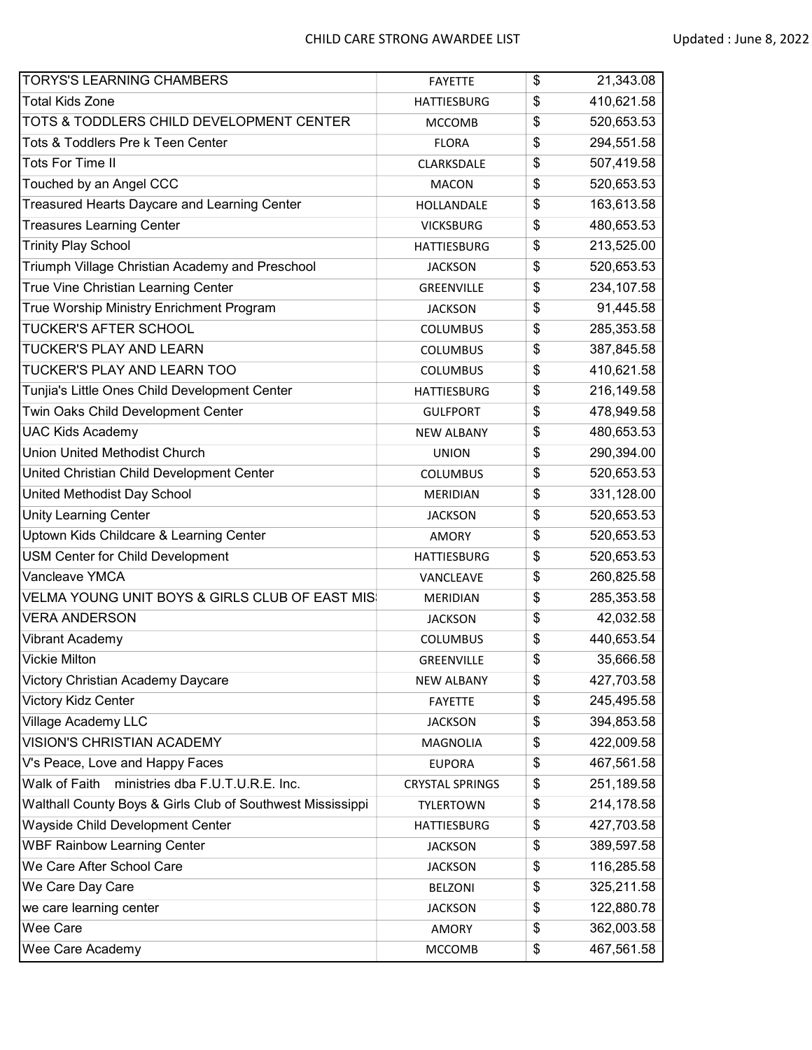| TORYS'S LEARNING CHAMBERS | FAYETTE | $ | 21,343.08 |
|---|---|---|---|
| Total Kids Zone | HATTIESBURG | $ | 410,621.58 |
| TOTS & TODDLERS CHILD DEVELOPMENT CENTER | MCCOMB | $ | 520,653.53 |
| Tots & Toddlers Pre k Teen Center | FLORA | $ | 294,551.58 |
| Tots For Time II | CLARKSDALE | $ | 507,419.58 |
| Touched by an Angel CCC | MACON | $ | 520,653.53 |
| Treasured Hearts Daycare and Learning Center | HOLLANDALE | $ | 163,613.58 |
| Treasures Learning Center | VICKSBURG | $ | 480,653.53 |
| Trinity Play School | HATTIESBURG | $ | 213,525.00 |
| Triumph Village Christian Academy and Preschool | JACKSON | $ | 520,653.53 |
| True Vine Christian Learning Center | GREENVILLE | $ | 234,107.58 |
| True Worship Ministry Enrichment Program | JACKSON | $ | 91,445.58 |
| TUCKER'S AFTER SCHOOL | COLUMBUS | $ | 285,353.58 |
| TUCKER'S PLAY AND LEARN | COLUMBUS | $ | 387,845.58 |
| TUCKER'S PLAY AND LEARN TOO | COLUMBUS | $ | 410,621.58 |
| Tunjia's Little Ones Child Development Center | HATTIESBURG | $ | 216,149.58 |
| Twin Oaks Child Development Center | GULFPORT | $ | 478,949.58 |
| UAC Kids Academy | NEW ALBANY | $ | 480,653.53 |
| Union United Methodist Church | UNION | $ | 290,394.00 |
| United Christian Child Development Center | COLUMBUS | $ | 520,653.53 |
| United Methodist Day School | MERIDIAN | $ | 331,128.00 |
| Unity Learning Center | JACKSON | $ | 520,653.53 |
| Uptown Kids Childcare & Learning Center | AMORY | $ | 520,653.53 |
| USM Center for Child Development | HATTIESBURG | $ | 520,653.53 |
| Vancleave YMCA | VANCLEAVE | $ | 260,825.58 |
| VELMA YOUNG UNIT BOYS & GIRLS CLUB OF EAST MIS | MERIDIAN | $ | 285,353.58 |
| VERA ANDERSON | JACKSON | $ | 42,032.58 |
| Vibrant Academy | COLUMBUS | $ | 440,653.54 |
| Vickie Milton | GREENVILLE | $ | 35,666.58 |
| Victory Christian Academy Daycare | NEW ALBANY | $ | 427,703.58 |
| Victory Kidz Center | FAYETTE | $ | 245,495.58 |
| Village Academy LLC | JACKSON | $ | 394,853.58 |
| VISION'S CHRISTIAN ACADEMY | MAGNOLIA | $ | 422,009.58 |
| V's Peace, Love and Happy Faces | EUPORA | $ | 467,561.58 |
| Walk of Faith ministries dba F.U.T.U.R.E. Inc. | CRYSTAL SPRINGS | $ | 251,189.58 |
| Walthall County Boys & Girls Club of Southwest Mississippi | TYLERTOWN | $ | 214,178.58 |
| Wayside Child Development Center | HATTIESBURG | $ | 427,703.58 |
| WBF Rainbow Learning Center | JACKSON | $ | 389,597.58 |
| We Care After School Care | JACKSON | $ | 116,285.58 |
| We Care Day Care | BELZONI | $ | 325,211.58 |
| we care learning center | JACKSON | $ | 122,880.78 |
| Wee Care | AMORY | $ | 362,003.58 |
| Wee Care Academy | MCCOMB | $ | 467,561.58 |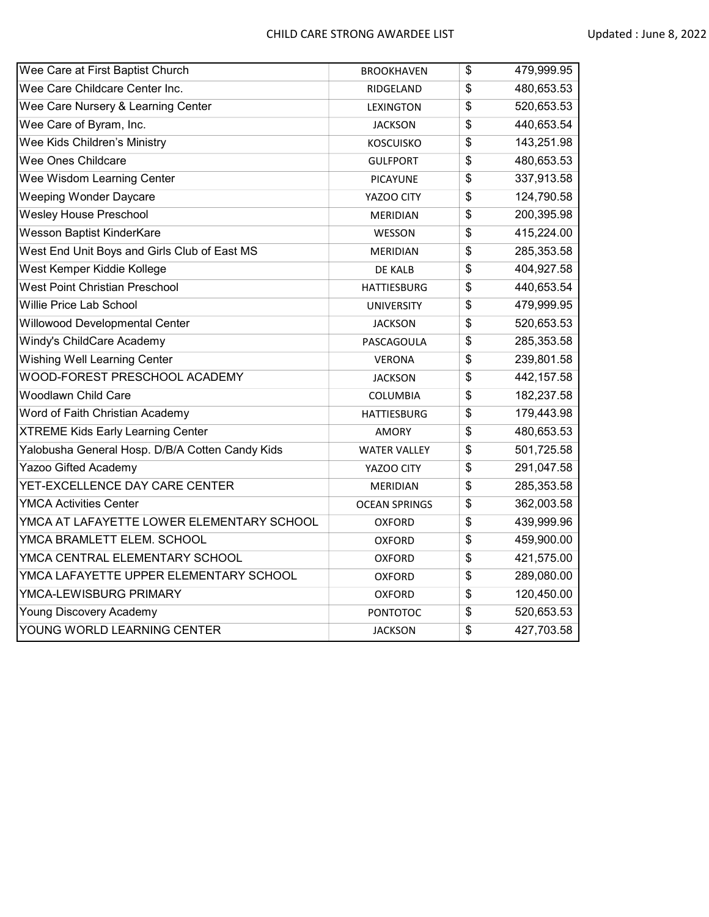| | | | |
|---|---|---|---|
| Wee Care at First Baptist Church | BROOKHAVEN | $ | 479,999.95 |
| Wee Care Childcare Center Inc. | RIDGELAND | $ | 480,653.53 |
| Wee Care Nursery & Learning Center | LEXINGTON | $ | 520,653.53 |
| Wee Care of Byram, Inc. | JACKSON | $ | 440,653.54 |
| Wee Kids Children's Ministry | KOSCUISKO | $ | 143,251.98 |
| Wee Ones Childcare | GULFPORT | $ | 480,653.53 |
| Wee Wisdom Learning Center | PICAYUNE | $ | 337,913.58 |
| Weeping Wonder Daycare | YAZOO CITY | $ | 124,790.58 |
| Wesley House Preschool | MERIDIAN | $ | 200,395.98 |
| Wesson Baptist KinderKare | WESSON | $ | 415,224.00 |
| West End Unit Boys and Girls Club of East MS | MERIDIAN | $ | 285,353.58 |
| West Kemper Kiddie Kollege | DE KALB | $ | 404,927.58 |
| West Point Christian Preschool | HATTIESBURG | $ | 440,653.54 |
| Willie Price Lab School | UNIVERSITY | $ | 479,999.95 |
| Willowood Developmental Center | JACKSON | $ | 520,653.53 |
| Windy's ChildCare Academy | PASCAGOULA | $ | 285,353.58 |
| Wishing Well Learning Center | VERONA | $ | 239,801.58 |
| WOOD-FOREST PRESCHOOL ACADEMY | JACKSON | $ | 442,157.58 |
| Woodlawn Child Care | COLUMBIA | $ | 182,237.58 |
| Word of Faith Christian Academy | HATTIESBURG | $ | 179,443.98 |
| XTREME Kids Early Learning Center | AMORY | $ | 480,653.53 |
| Yalobusha General Hosp. D/B/A Cotten Candy Kids | WATER VALLEY | $ | 501,725.58 |
| Yazoo Gifted Academy | YAZOO CITY | $ | 291,047.58 |
| YET-EXCELLENCE DAY CARE CENTER | MERIDIAN | $ | 285,353.58 |
| YMCA Activities Center | OCEAN SPRINGS | $ | 362,003.58 |
| YMCA AT LAFAYETTE LOWER ELEMENTARY SCHOOL | OXFORD | $ | 439,999.96 |
| YMCA BRAMLETT ELEM. SCHOOL | OXFORD | $ | 459,900.00 |
| YMCA CENTRAL ELEMENTARY SCHOOL | OXFORD | $ | 421,575.00 |
| YMCA LAFAYETTE UPPER ELEMENTARY SCHOOL | OXFORD | $ | 289,080.00 |
| YMCA-LEWISBURG PRIMARY | OXFORD | $ | 120,450.00 |
| Young Discovery Academy | PONTOTOC | $ | 520,653.53 |
| YOUNG WORLD LEARNING CENTER | JACKSON | $ | 427,703.58 |